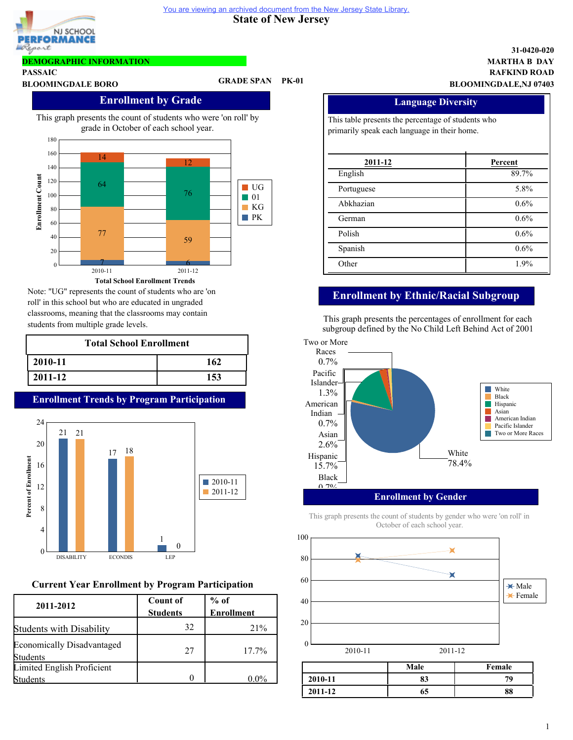You are viewing an archived document from the New Jersey State Library.

# State of New Jersey

NJ SCHOOL PERFORMANCE Report

**DEMOGRAPHIC INFORMATION**

**PASSAIC**
**BLOOMINGDALE BORO**

**GRADE SPAN PK-01**

**31-0420-020**
**MARTHA B DAY**
**RAFKIND ROAD**
**BLOOMINGDALE,NJ 07403**

## Enrollment by Grade

This graph presents the count of students who were 'on roll' by grade in October of each school year.

Total School Enrollment Trends

| Grade | 2010-11 | 2011-12 |
|---|---|---|
| PK | 7 | 6 |
| KG | 77 | 59 |
| 01 | 64 | 76 |
| UG | 14 | 12 |

Note: "UG" represents the count of students who are 'on roll' in this school but who are educated in ungraded classrooms, meaning that the classrooms may contain students from multiple grade levels.

| Total School Enrollment | |
|---|---|
| 2010-11 | 162 |
| 2011-12 | 153 |

## Enrollment Trends by Program Participation

| Program | 2010-11 | 2011-12 |
|---|---|---|
| DISABILITY | 21 | 21 |
| ECONDIS | 17 | 18 |
| LEP | 1 | 0 |

### Current Year Enrollment by Program Participation

| 2011-2012 | Count of Students | % of Enrollment |
|---|---|---|
| Students with Disability | 32 | 21% |
| Economically Disadvantaged Students | 27 | 17.7% |
| Limited English Proficient Students | 0 | 0.0% |

## Language Diversity

This table presents the percentage of students who primarily speak each language in their home.

| 2011-12 | Percent |
|---|---|
| English | 89.7% |
| Portuguese | 5.8% |
| Abkhazian | 0.6% |
| German | 0.6% |
| Polish | 0.6% |
| Spanish | 0.6% |
| Other | 1.9% |

## Enrollment by Ethnic/Racial Subgroup

This graph presents the percentages of enrollment for each subgroup defined by the No Child Left Behind Act of 2001

| Subgroup | Percent |
|---|---|
| White | 78.4% |
| Black | 0.7% |
| Hispanic | 15.7% |
| Asian | 2.6% |
| American Indian | 0.7% |
| Pacific Islander | 1.3% |
| Two or More Races | 0.7% |

## Enrollment by Gender

This graph presents the count of students by gender who were 'on roll' in October of each school year.

| | Male | Female |
|---|---|---|
| 2010-11 | 83 | 79 |
| 2011-12 | 65 | 88 |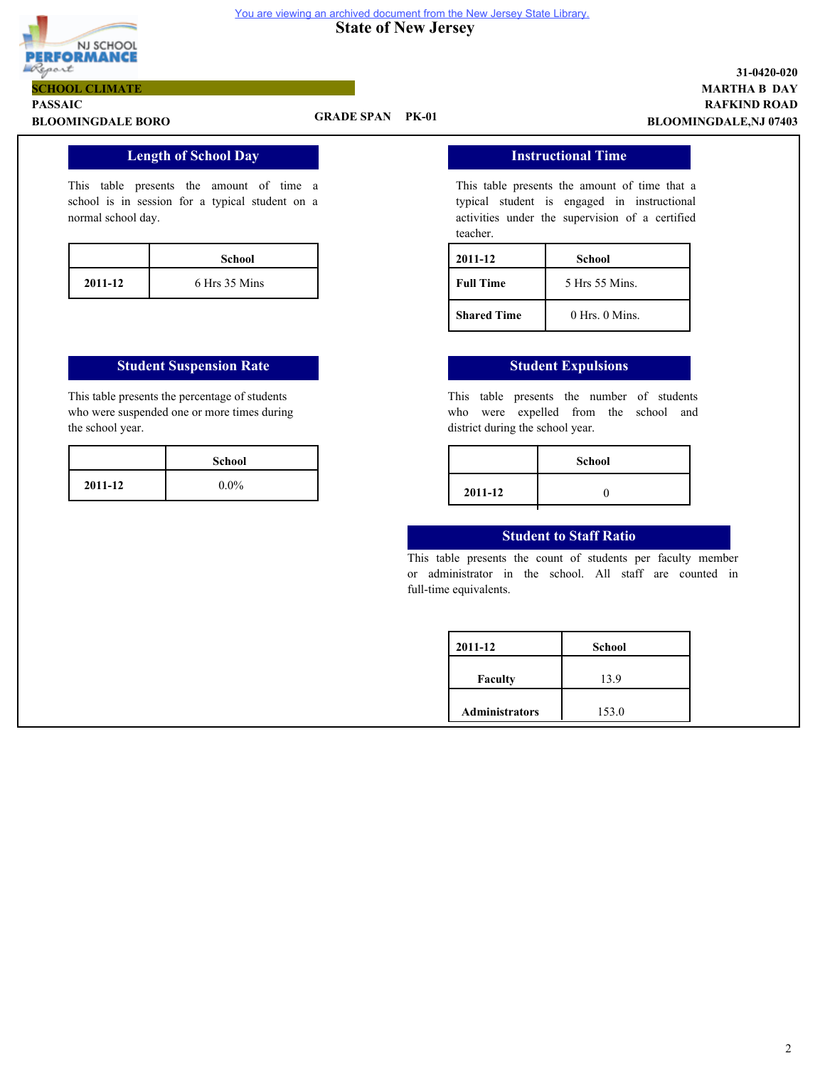You are viewing an archived document from the New Jersey State Library.

# State of New Jersey

**SCHOOL CLIMATE**

**PASSAIC**

**BLOOMINGDALE BORO**

**GRADE SPAN PK-01**

**31-0420-020**
**MARTHA B DAY**
**RAFKIND ROAD**
**BLOOMINGDALE,NJ 07403**

## Length of School Day

This table presents the amount of time a school is in session for a typical student on a normal school day.

| | School |
|---|---|
| **2011-12** | 6 Hrs 35 Mins |

## Instructional Time

This table presents the amount of time that a typical student is engaged in instructional activities under the supervision of a certified teacher.

| 2011-12 | School |
|---|---|
| **Full Time** | 5 Hrs 55 Mins. |
| **Shared Time** | 0 Hrs. 0 Mins. |

## Student Suspension Rate

This table presents the percentage of students who were suspended one or more times during the school year.

| | School |
|---|---|
| **2011-12** | 0.0% |

## Student Expulsions

This table presents the number of students who were expelled from the school and district during the school year.

| | School |
|---|---|
| **2011-12** | 0 |

## Student to Staff Ratio

This table presents the count of students per faculty member or administrator in the school. All staff are counted in full-time equivalents.

| 2011-12 | School |
|---|---|
| **Faculty** | 13.9 |
| **Administrators** | 153.0 |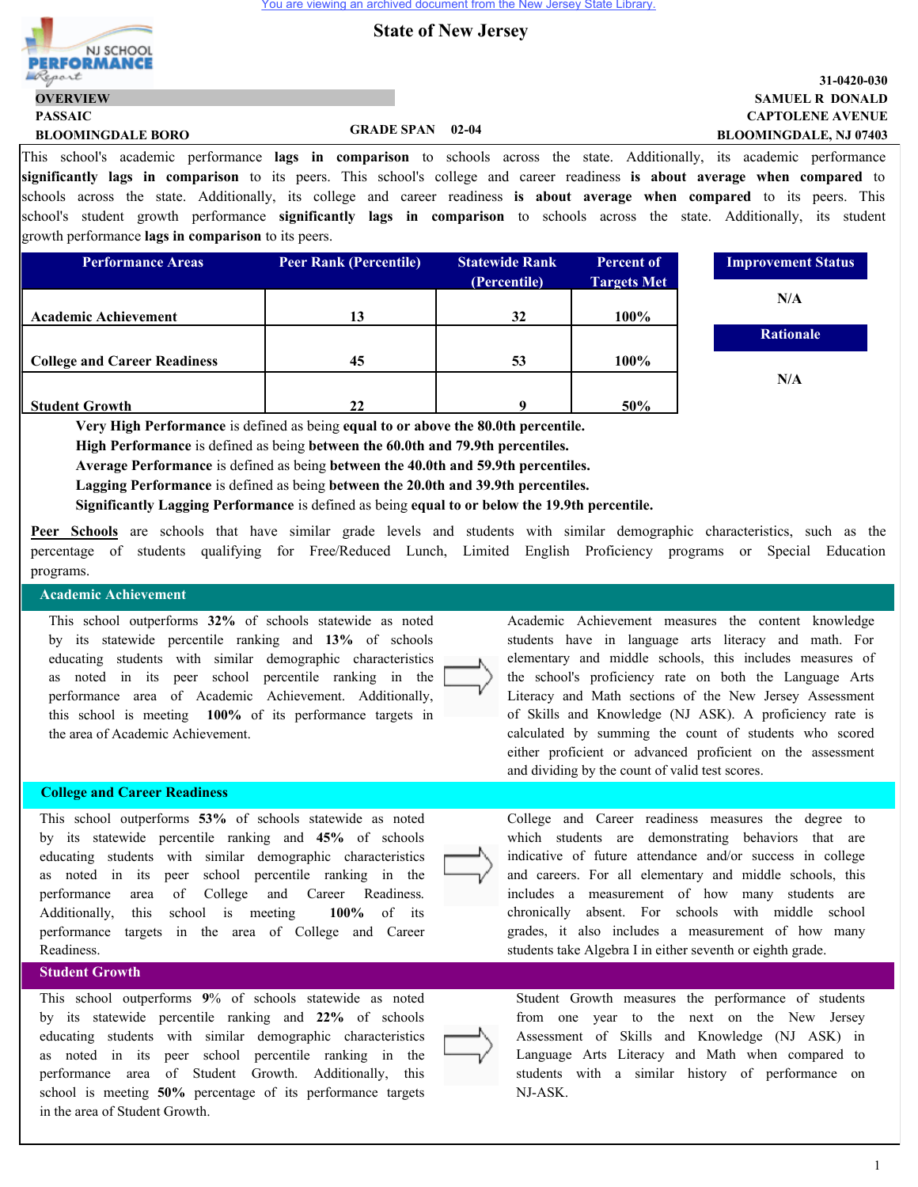# State of New Jersey

**OVERVIEW**

**PASSAIC**

**BLOOMINGDALE BORO**

**GRADE SPAN 02-04**

**31-0420-030**
**SAMUEL R DONALD**
**CAPTOLENE AVENUE**
**BLOOMINGDALE, NJ 07403**

This school's academic performance **lags in comparison** to schools across the state. Additionally, its academic performance **significantly lags in comparison** to its peers. This school's college and career readiness **is about average when compared** to schools across the state. Additionally, its college and career readiness **is about average when compared** to its peers. This school's student growth performance **significantly lags in comparison** to schools across the state. Additionally, its student growth performance **lags in comparison** to its peers.

| Performance Areas | Peer Rank (Percentile) | Statewide Rank (Percentile) | Percent of Targets Met |
|---|---|---|---|
| Academic Achievement | 13 | 32 | 100% |
| College and Career Readiness | 45 | 53 | 100% |
| Student Growth | 22 | 9 | 50% |

| Improvement Status |
|---|
| N/A |

| Rationale |
|---|
| N/A |

**Very High Performance** is defined as being **equal to or above the 80.0th percentile.**
**High Performance** is defined as being **between the 60.0th and 79.9th percentiles.**
**Average Performance** is defined as being **between the 40.0th and 59.9th percentiles.**
**Lagging Performance** is defined as being **between the 20.0th and 39.9th percentiles.**
**Significantly Lagging Performance** is defined as being **equal to or below the 19.9th percentile.**

**Peer Schools** are schools that have similar grade levels and students with similar demographic characteristics, such as the percentage of students qualifying for Free/Reduced Lunch, Limited English Proficiency programs or Special Education programs.

## Academic Achievement

This school outperforms **32%** of schools statewide as noted by its statewide percentile ranking and **13%** of schools educating students with similar demographic characteristics as noted in its peer school percentile ranking in the performance area of Academic Achievement. Additionally, this school is meeting **100%** of its performance targets in the area of Academic Achievement.

Academic Achievement measures the content knowledge students have in language arts literacy and math. For elementary and middle schools, this includes measures of the school's proficiency rate on both the Language Arts Literacy and Math sections of the New Jersey Assessment of Skills and Knowledge (NJ ASK). A proficiency rate is calculated by summing the count of students who scored either proficient or advanced proficient on the assessment and dividing by the count of valid test scores.

## College and Career Readiness

This school outperforms **53%** of schools statewide as noted by its statewide percentile ranking and **45%** of schools educating students with similar demographic characteristics as noted in its peer school percentile ranking in the performance area of College and Career Readiness. Additionally, this school is meeting **100%** of its performance targets in the area of College and Career Readiness.

College and Career readiness measures the degree to which students are demonstrating behaviors that are indicative of future attendance and/or success in college and careers. For all elementary and middle schools, this includes a measurement of how many students are chronically absent. For schools with middle school grades, it also includes a measurement of how many students take Algebra I in either seventh or eighth grade.

## Student Growth

This school outperforms **9%** of schools statewide as noted by its statewide percentile ranking and **22%** of schools educating students with similar demographic characteristics as noted in its peer school percentile ranking in the performance area of Student Growth. Additionally, this school is meeting **50%** percentage of its performance targets in the area of Student Growth.

Student Growth measures the performance of students from one year to the next on the New Jersey Assessment of Skills and Knowledge (NJ ASK) in Language Arts Literacy and Math when compared to students with a similar history of performance on NJ-ASK.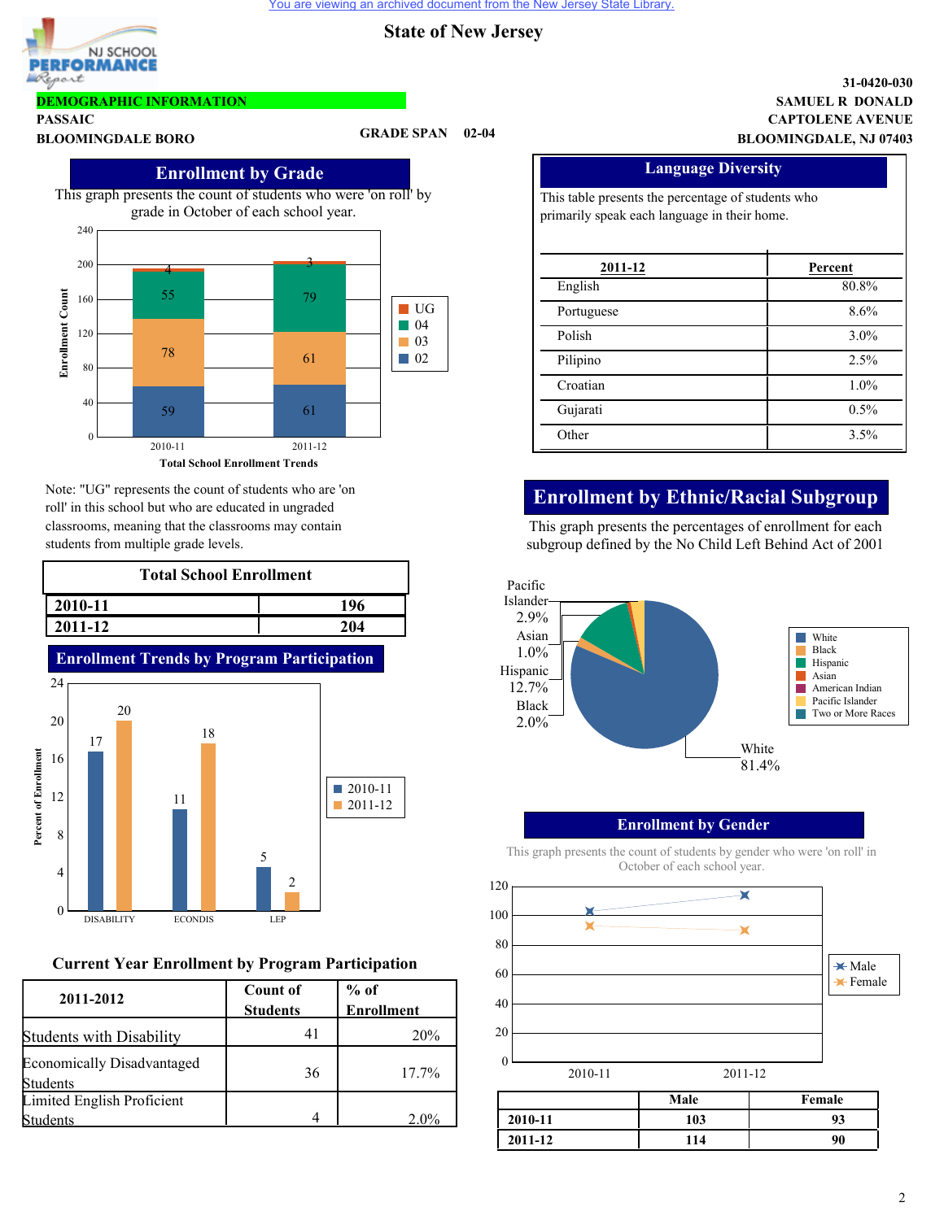You are viewing an archived document from the New Jersey State Library.

# State of New Jersey

NJ SCHOOL PERFORMANCE Report

**DEMOGRAPHIC INFORMATION**

**PASSAIC**

**BLOOMINGDALE BORO**

**GRADE SPAN 02-04**

**31-0420-030**
**SAMUEL R DONALD**
**CAPTOLENE AVENUE**
**BLOOMINGDALE, NJ 07403**

## Enrollment by Grade

This graph presents the count of students who were 'on roll' by grade in October of each school year.

| Grade | 2010-11 | 2011-12 |
|---|---|---|
| 02 | 59 | 61 |
| 03 | 78 | 61 |
| 04 | 55 | 79 |
| UG | 4 | 3 |

Total School Enrollment Trends

Note: "UG" represents the count of students who are 'on roll' in this school but who are educated in ungraded classrooms, meaning that the classrooms may contain students from multiple grade levels.

## Total School Enrollment

| Year | Enrollment |
|---|---|
| 2010-11 | 196 |
| 2011-12 | 204 |

## Enrollment Trends by Program Participation

| Program | 2010-11 | 2011-12 |
|---|---|---|
| DISABILITY | 17 | 20 |
| ECONDIS | 11 | 18 |
| LEP | 5 | 2 |

## Current Year Enrollment by Program Participation

| 2011-2012 | Count of Students | % of Enrollment |
|---|---|---|
| Students with Disability | 41 | 20% |
| Economically Disadvantaged Students | 36 | 17.7% |
| Limited English Proficient Students | 4 | 2.0% |

## Language Diversity

This table presents the percentage of students who primarily speak each language in their home.

| 2011-12 | Percent |
|---|---|
| English | 80.8% |
| Portuguese | 8.6% |
| Polish | 3.0% |
| Pilipino | 2.5% |
| Croatian | 1.0% |
| Gujarati | 0.5% |
| Other | 3.5% |

## Enrollment by Ethnic/Racial Subgroup

This graph presents the percentages of enrollment for each subgroup defined by the No Child Left Behind Act of 2001

| Subgroup | Percent |
|---|---|
| White | 81.4% |
| Black | 2.0% |
| Hispanic | 12.7% |
| Asian | 1.0% |
| Pacific Islander | 2.9% |

## Enrollment by Gender

This graph presents the count of students by gender who were 'on roll' in October of each school year.

| | Male | Female |
|---|---|---|
| 2010-11 | 103 | 93 |
| 2011-12 | 114 | 90 |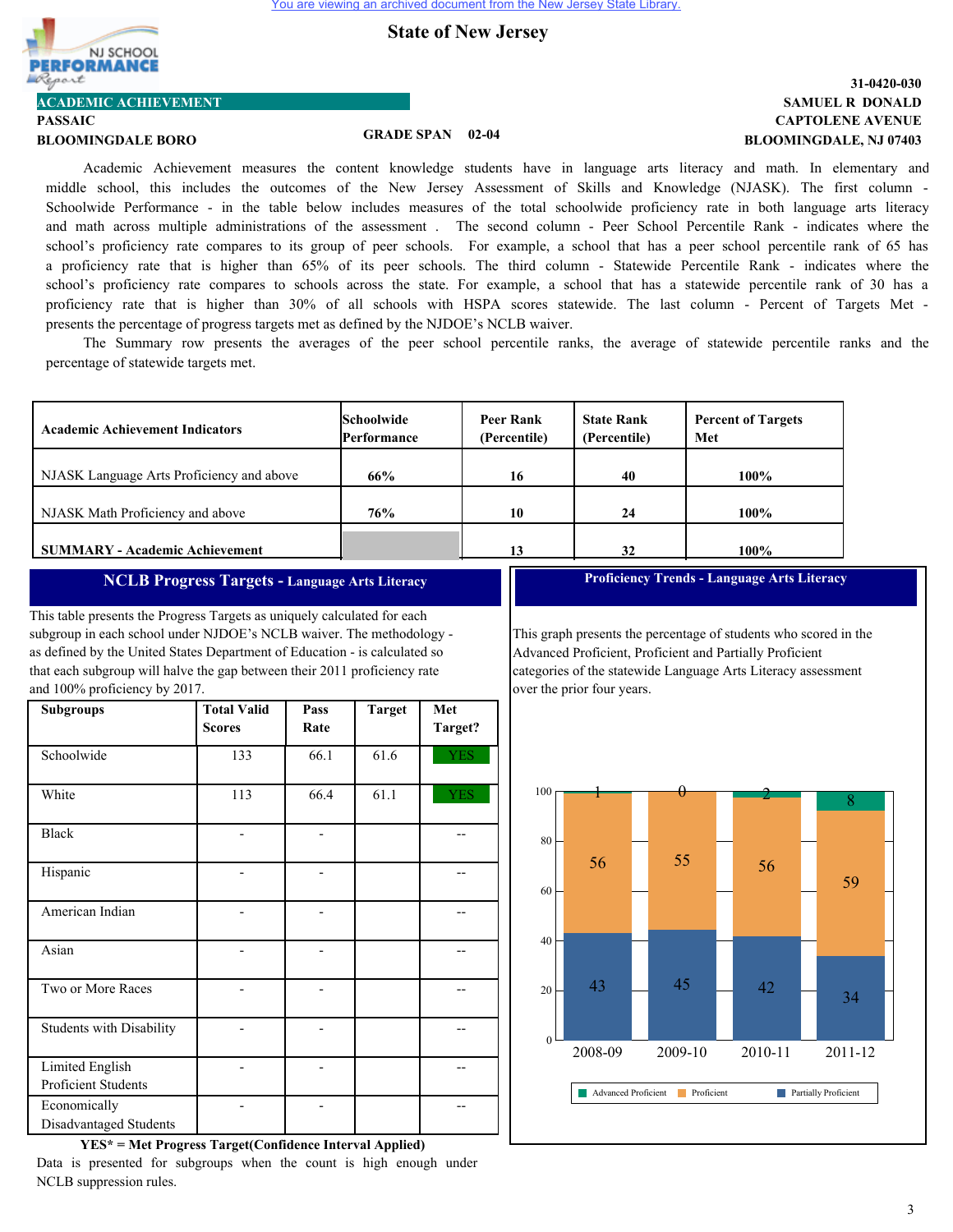You are viewing an archived document from the New Jersey State Library.

# State of New Jersey

NJ SCHOOL PERFORMANCE Report

**31-0420-030**

**ACADEMIC ACHIEVEMENT**

**PASSAIC**

**BLOOMINGDALE BORO**

**GRADE SPAN 02-04**

**SAMUEL R DONALD**

**CAPTOLENE AVENUE**

**BLOOMINGDALE, NJ 07403**

Academic Achievement measures the content knowledge students have in language arts literacy and math. In elementary and middle school, this includes the outcomes of the New Jersey Assessment of Skills and Knowledge (NJASK). The first column - Schoolwide Performance - in the table below includes measures of the total schoolwide proficiency rate in both language arts literacy and math across multiple administrations of the assessment . The second column - Peer School Percentile Rank - indicates where the school's proficiency rate compares to its group of peer schools. For example, a school that has a peer school percentile rank of 65 has a proficiency rate that is higher than 65% of its peer schools. The third column - Statewide Percentile Rank - indicates where the school's proficiency rate compares to schools across the state. For example, a school that has a statewide percentile rank of 30 has a proficiency rate that is higher than 30% of all schools with HSPA scores statewide. The last column - Percent of Targets Met - presents the percentage of progress targets met as defined by the NJDOE's NCLB waiver.

The Summary row presents the averages of the peer school percentile ranks, the average of statewide percentile ranks and the percentage of statewide targets met.

| Academic Achievement Indicators | Schoolwide Performance | Peer Rank (Percentile) | State Rank (Percentile) | Percent of Targets Met |
|---|---|---|---|---|
| NJASK Language Arts Proficiency and above | 66% | 16 | 40 | 100% |
| NJASK Math Proficiency and above | 76% | 10 | 24 | 100% |
| **SUMMARY - Academic Achievement** | | 13 | 32 | 100% |

## NCLB Progress Targets - Language Arts Literacy

This table presents the Progress Targets as uniquely calculated for each subgroup in each school under NJDOE's NCLB waiver. The methodology - as defined by the United States Department of Education - is calculated so that each subgroup will halve the gap between their 2011 proficiency rate and 100% proficiency by 2017.

| Subgroups | Total Valid Scores | Pass Rate | Target | Met Target? |
|---|---|---|---|---|
| Schoolwide | 133 | 66.1 | 61.6 | YES |
| White | 113 | 66.4 | 61.1 | YES |
| Black | - | - | | -- |
| Hispanic | - | - | | -- |
| American Indian | - | - | | -- |
| Asian | - | - | | -- |
| Two or More Races | - | - | | -- |
| Students with Disability | - | - | | -- |
| Limited English Proficient Students | - | - | | -- |
| Economically Disadvantaged Students | - | - | | -- |

**YES* = Met Progress Target(Confidence Interval Applied)**

Data is presented for subgroups when the count is high enough under NCLB suppression rules.

## Proficiency Trends - Language Arts Literacy

This graph presents the percentage of students who scored in the Advanced Proficient, Proficient and Partially Proficient categories of the statewide Language Arts Literacy assessment over the prior four years.

| Year | Advanced Proficient | Proficient | Partially Proficient |
|---|---|---|---|
| 2008-09 | 1 | 56 | 43 |
| 2009-10 | 0 | 55 | 45 |
| 2010-11 | 2 | 56 | 42 |
| 2011-12 | 8 | 59 | 34 |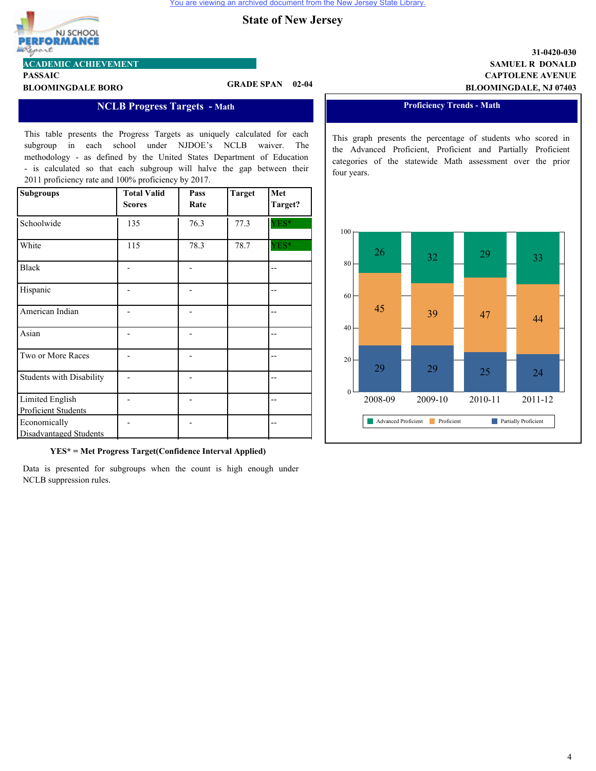State of New Jersey

31-0420-030

**ACADEMIC ACHIEVEMENT**

PASSAIC
BLOOMINGDALE BORO

GRADE SPAN 02-04

SAMUEL R DONALD
CAPTOLENE AVENUE
BLOOMINGDALE, NJ 07403

## NCLB Progress Targets - Math

This table presents the Progress Targets as uniquely calculated for each subgroup in each school under NJDOE's NCLB waiver. The methodology - as defined by the United States Department of Education - is calculated so that each subgroup will halve the gap between their 2011 proficiency rate and 100% proficiency by 2017.

| Subgroups | Total Valid Scores | Pass Rate | Target | Met Target? |
|---|---|---|---|---|
| Schoolwide | 135 | 76.3 | 77.3 | YES* |
| White | 115 | 78.3 | 78.7 | YES* |
| Black | - | - | | -- |
| Hispanic | - | - | | -- |
| American Indian | - | - | | -- |
| Asian | - | - | | -- |
| Two or More Races | - | - | | -- |
| Students with Disability | - | - | | -- |
| Limited English Proficient Students | - | - | | -- |
| Economically Disadvantaged Students | - | - | | -- |

**YES* = Met Progress Target(Confidence Interval Applied)**

Data is presented for subgroups when the count is high enough under NCLB suppression rules.

## Proficiency Trends - Math

This graph presents the percentage of students who scored in the Advanced Proficient, Proficient and Partially Proficient categories of the statewide Math assessment over the prior four years.

| | 2008-09 | 2009-10 | 2010-11 | 2011-12 |
|---|---|---|---|---|
| Advanced Proficient | 26 | 32 | 29 | 33 |
| Proficient | 45 | 39 | 47 | 44 |
| Partially Proficient | 29 | 29 | 25 | 24 |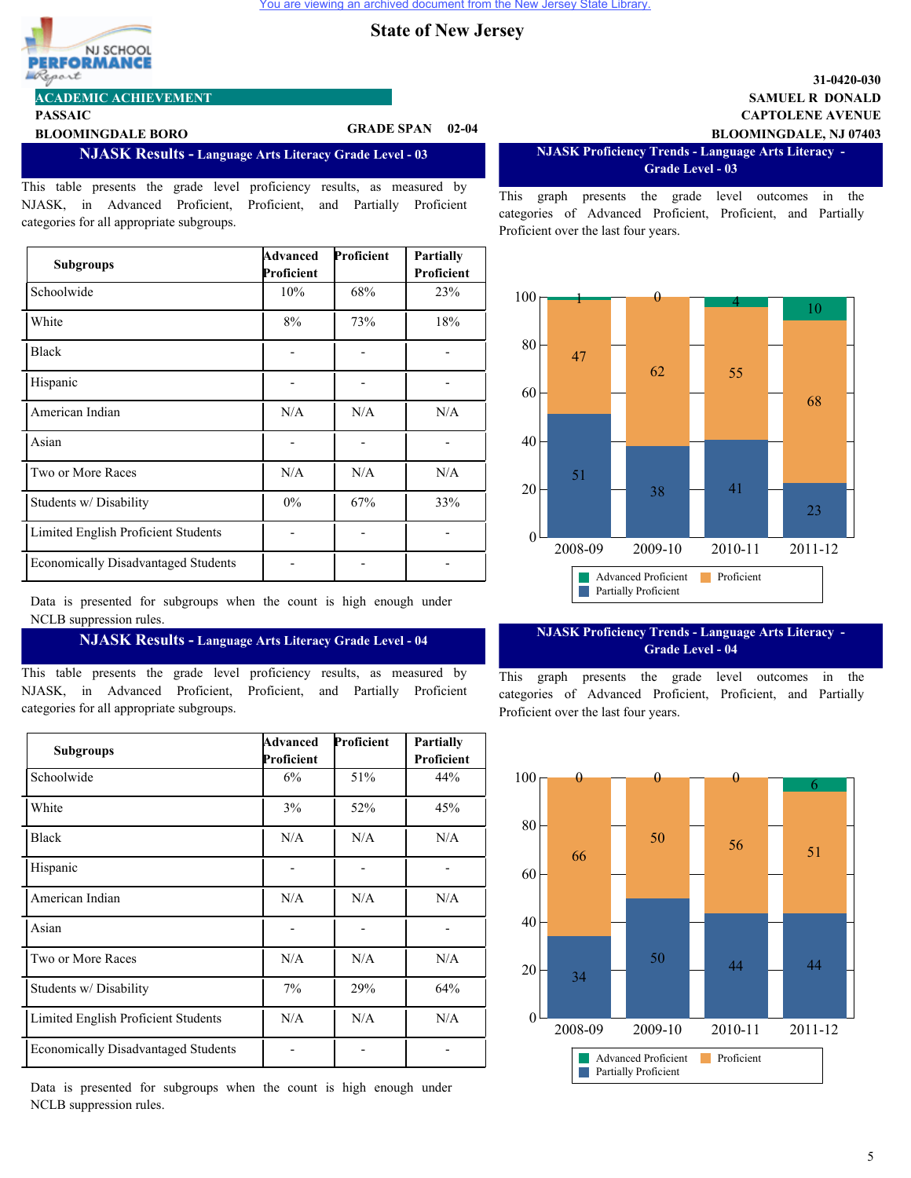State of New Jersey

NJ SCHOOL PERFORMANCE Report

ACADEMIC ACHIEVEMENT

PASSAIC
BLOOMINGDALE BORO

GRADE SPAN 02-04

31-0420-030
SAMUEL R DONALD
CAPTOLENE AVENUE
BLOOMINGDALE, NJ 07403

## NJASK Results - Language Arts Literacy Grade Level - 03

This table presents the grade level proficiency results, as measured by NJASK, in Advanced Proficient, Proficient, and Partially Proficient categories for all appropriate subgroups.

| Subgroups | Advanced Proficient | Proficient | Partially Proficient |
|---|---|---|---|
| Schoolwide | 10% | 68% | 23% |
| White | 8% | 73% | 18% |
| Black | - | - | - |
| Hispanic | - | - | - |
| American Indian | N/A | N/A | N/A |
| Asian | - | - | - |
| Two or More Races | N/A | N/A | N/A |
| Students w/ Disability | 0% | 67% | 33% |
| Limited English Proficient Students | - | - | - |
| Economically Disadvantaged Students | - | - | - |

Data is presented for subgroups when the count is high enough under NCLB suppression rules.

## NJASK Proficiency Trends - Language Arts Literacy - Grade Level - 03

This graph presents the grade level outcomes in the categories of Advanced Proficient, Proficient, and Partially Proficient over the last four years.

| Year | Advanced Proficient | Proficient | Partially Proficient |
|---|---|---|---|
| 2008-09 | 1 | 47 | 51 |
| 2009-10 | 0 | 62 | 38 |
| 2010-11 | 4 | 55 | 41 |
| 2011-12 | 10 | 68 | 23 |

## NJASK Results - Language Arts Literacy Grade Level - 04

This table presents the grade level proficiency results, as measured by NJASK, in Advanced Proficient, Proficient, and Partially Proficient categories for all appropriate subgroups.

| Subgroups | Advanced Proficient | Proficient | Partially Proficient |
|---|---|---|---|
| Schoolwide | 6% | 51% | 44% |
| White | 3% | 52% | 45% |
| Black | N/A | N/A | N/A |
| Hispanic | - | - | - |
| American Indian | N/A | N/A | N/A |
| Asian | - | - | - |
| Two or More Races | N/A | N/A | N/A |
| Students w/ Disability | 7% | 29% | 64% |
| Limited English Proficient Students | N/A | N/A | N/A |
| Economically Disadvantaged Students | - | - | - |

Data is presented for subgroups when the count is high enough under NCLB suppression rules.

## NJASK Proficiency Trends - Language Arts Literacy - Grade Level - 04

This graph presents the grade level outcomes in the categories of Advanced Proficient, Proficient, and Partially Proficient over the last four years.

| Year | Advanced Proficient | Proficient | Partially Proficient |
|---|---|---|---|
| 2008-09 | 0 | 66 | 34 |
| 2009-10 | 0 | 50 | 50 |
| 2010-11 | 0 | 56 | 44 |
| 2011-12 | 6 | 51 | 44 |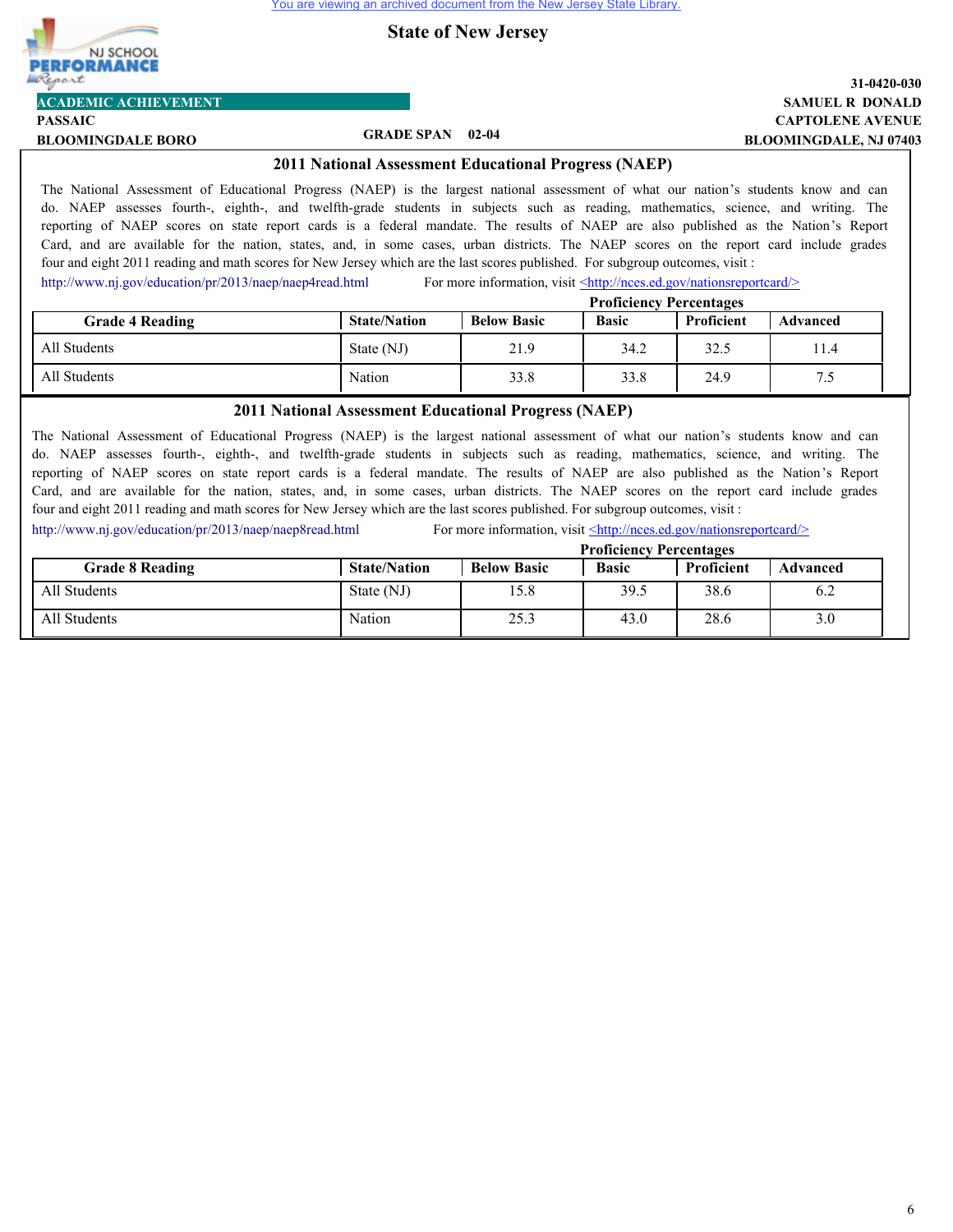You are viewing an archived document from the New Jersey State Library.

# State of New Jersey

NJ SCHOOL PERFORMANCE Report

**ACADEMIC ACHIEVEMENT**

**PASSAIC**

**BLOOMINGDALE BORO**

**GRADE SPAN 02-04**

**31-0420-030**
**SAMUEL R DONALD**
**CAPTOLENE AVENUE**
**BLOOMINGDALE, NJ 07403**

## 2011 National Assessment Educational Progress (NAEP)

The National Assessment of Educational Progress (NAEP) is the largest national assessment of what our nation's students know and can do. NAEP assesses fourth-, eighth-, and twelfth-grade students in subjects such as reading, mathematics, science, and writing. The reporting of NAEP scores on state report cards is a federal mandate. The results of NAEP are also published as the Nation's Report Card, and are available for the nation, states, and, in some cases, urban districts. The NAEP scores on the report card include grades four and eight 2011 reading and math scores for New Jersey which are the last scores published. For subgroup outcomes, visit : http://www.nj.gov/education/pr/2013/naep/naep4read.html For more information, visit <http://nces.ed.gov/nationsreportcard/>

| Grade 4 Reading | State/Nation | Proficiency Percentages | | | |
|---|---|---|---|---|---|
| | | Below Basic | Basic | Proficient | Advanced |
| All Students | State (NJ) | 21.9 | 34.2 | 32.5 | 11.4 |
| All Students | Nation | 33.8 | 33.8 | 24.9 | 7.5 |

## 2011 National Assessment Educational Progress (NAEP)

The National Assessment of Educational Progress (NAEP) is the largest national assessment of what our nation's students know and can do. NAEP assesses fourth-, eighth-, and twelfth-grade students in subjects such as reading, mathematics, science, and writing. The reporting of NAEP scores on state report cards is a federal mandate. The results of NAEP are also published as the Nation's Report Card, and are available for the nation, states, and, in some cases, urban districts. The NAEP scores on the report card include grades four and eight 2011 reading and math scores for New Jersey which are the last scores published. For subgroup outcomes, visit : http://www.nj.gov/education/pr/2013/naep/naep8read.html For more information, visit <http://nces.ed.gov/nationsreportcard/>

| Grade 8 Reading | State/Nation | Proficiency Percentages | | | |
|---|---|---|---|---|---|
| | | Below Basic | Basic | Proficient | Advanced |
| All Students | State (NJ) | 15.8 | 39.5 | 38.6 | 6.2 |
| All Students | Nation | 25.3 | 43.0 | 28.6 | 3.0 |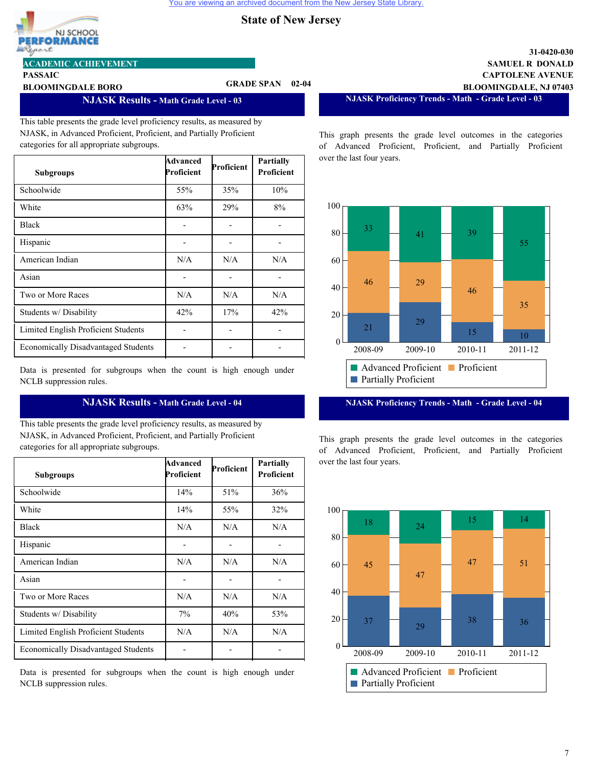You are viewing an archived document from the New Jersey State Library.

# State of New Jersey

NJ SCHOOL PERFORMANCE Report

31-0420-030
SAMUEL R DONALD
CAPTOLENE AVENUE
BLOOMINGDALE, NJ 07403

**ACADEMIC ACHIEVEMENT**
PASSAIC
BLOOMINGDALE BORO
GRADE SPAN 02-04

## NJASK Results - Math Grade Level - 03

This table presents the grade level proficiency results, as measured by NJASK, in Advanced Proficient, Proficient, and Partially Proficient categories for all appropriate subgroups.

| Subgroups | Advanced Proficient | Proficient | Partially Proficient |
|---|---|---|---|
| Schoolwide | 55% | 35% | 10% |
| White | 63% | 29% | 8% |
| Black | - | - | - |
| Hispanic | - | - | - |
| American Indian | N/A | N/A | N/A |
| Asian | - | - | - |
| Two or More Races | N/A | N/A | N/A |
| Students w/ Disability | 42% | 17% | 42% |
| Limited English Proficient Students | - | - | - |
| Economically Disadvantaged Students | - | - | - |

Data is presented for subgroups when the count is high enough under NCLB suppression rules.

## NJASK Proficiency Trends - Math - Grade Level - 03

This graph presents the grade level outcomes in the categories of Advanced Proficient, Proficient, and Partially Proficient over the last four years.

| Year | Advanced Proficient | Proficient | Partially Proficient |
|---|---|---|---|
| 2008-09 | 33 | 46 | 21 |
| 2009-10 | 41 | 29 | 29 |
| 2010-11 | 39 | 46 | 15 |
| 2011-12 | 55 | 35 | 10 |

## NJASK Results - Math Grade Level - 04

This table presents the grade level proficiency results, as measured by NJASK, in Advanced Proficient, Proficient, and Partially Proficient categories for all appropriate subgroups.

| Subgroups | Advanced Proficient | Proficient | Partially Proficient |
|---|---|---|---|
| Schoolwide | 14% | 51% | 36% |
| White | 14% | 55% | 32% |
| Black | N/A | N/A | N/A |
| Hispanic | - | - | - |
| American Indian | N/A | N/A | N/A |
| Asian | - | - | - |
| Two or More Races | N/A | N/A | N/A |
| Students w/ Disability | 7% | 40% | 53% |
| Limited English Proficient Students | N/A | N/A | N/A |
| Economically Disadvantaged Students | - | - | - |

Data is presented for subgroups when the count is high enough under NCLB suppression rules.

## NJASK Proficiency Trends - Math - Grade Level - 04

This graph presents the grade level outcomes in the categories of Advanced Proficient, Proficient, and Partially Proficient over the last four years.

| Year | Advanced Proficient | Proficient | Partially Proficient |
|---|---|---|---|
| 2008-09 | 18 | 45 | 37 |
| 2009-10 | 24 | 47 | 29 |
| 2010-11 | 15 | 47 | 38 |
| 2011-12 | 14 | 51 | 36 |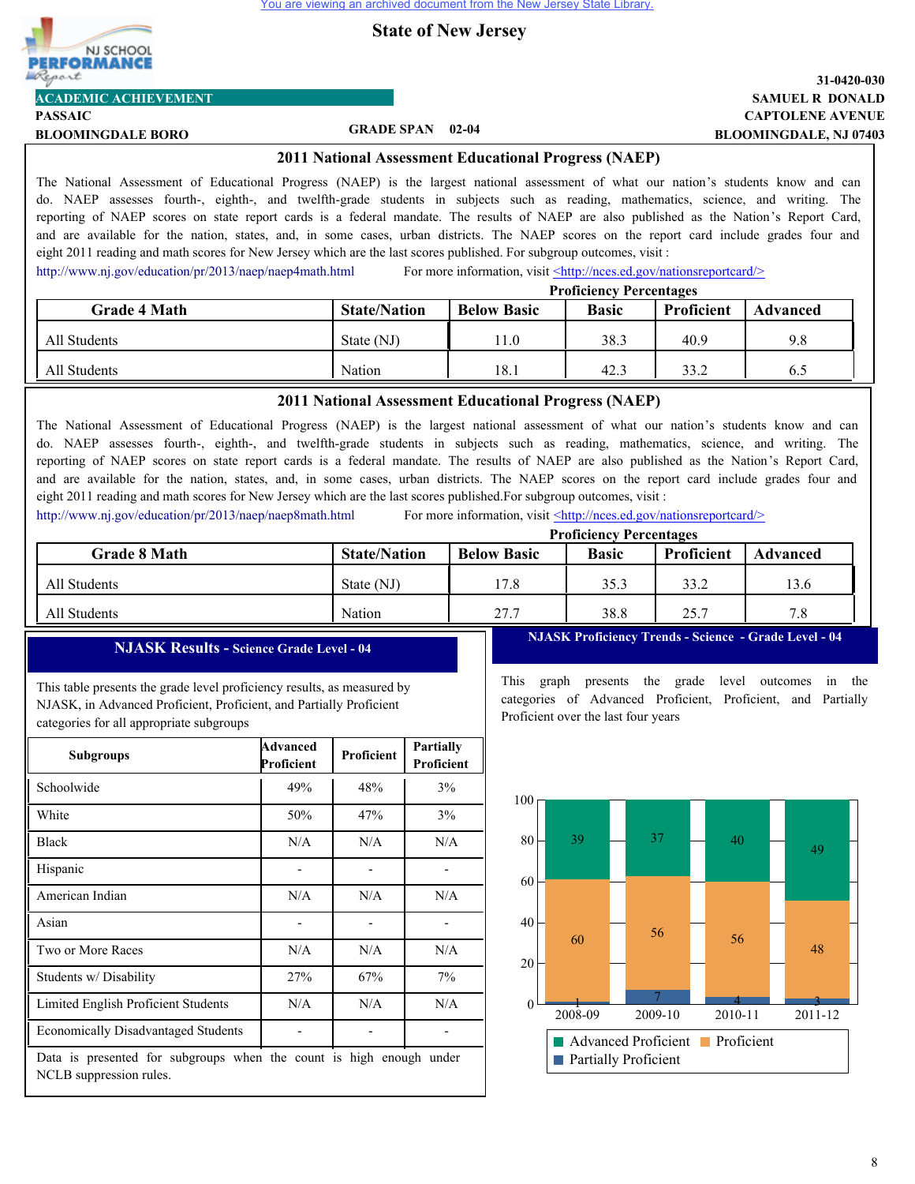You are viewing an archived document from the New Jersey State Library.

State of New Jersey

NJ SCHOOL PERFORMANCE Report

**ACADEMIC ACHIEVEMENT**

31-0420-030

| | | |
|---|---|---|
| PASSAIC | | SAMUEL R DONALD |
| BLOOMINGDALE BORO | GRADE SPAN 02-04 | CAPTOLENE AVENUE |
| | | BLOOMINGDALE, NJ 07403 |

## 2011 National Assessment Educational Progress (NAEP)

The National Assessment of Educational Progress (NAEP) is the largest national assessment of what our nation's students know and can do. NAEP assesses fourth-, eighth-, and twelfth-grade students in subjects such as reading, mathematics, science, and writing. The reporting of NAEP scores on state report cards is a federal mandate. The results of NAEP are also published as the Nation's Report Card, and are available for the nation, states, and, in some cases, urban districts. The NAEP scores on the report card include grades four and eight 2011 reading and math scores for New Jersey which are the last scores published. For subgroup outcomes, visit :

http://www.nj.gov/education/pr/2013/naep/naep4math.html For more information, visit <http://nces.ed.gov/nationsreportcard/>

| Grade 4 Math | State/Nation | Below Basic | Basic | Proficient | Advanced |
|---|---|---|---|---|---|
| | | Proficiency Percentages | | | |
| All Students | State (NJ) | 11.0 | 38.3 | 40.9 | 9.8 |
| All Students | Nation | 18.1 | 42.3 | 33.2 | 6.5 |

## 2011 National Assessment Educational Progress (NAEP)

The National Assessment of Educational Progress (NAEP) is the largest national assessment of what our nation's students know and can do. NAEP assesses fourth-, eighth-, and twelfth-grade students in subjects such as reading, mathematics, science, and writing. The reporting of NAEP scores on state report cards is a federal mandate. The results of NAEP are also published as the Nation's Report Card, and are available for the nation, states, and, in some cases, urban districts. The NAEP scores on the report card include grades four and eight 2011 reading and math scores for New Jersey which are the last scores published.For subgroup outcomes, visit :

http://www.nj.gov/education/pr/2013/naep/naep8math.html For more information, visit <http://nces.ed.gov/nationsreportcard/>

| Grade 8 Math | State/Nation | Below Basic | Basic | Proficient | Advanced |
|---|---|---|---|---|---|
| | | Proficiency Percentages | | | |
| All Students | State (NJ) | 17.8 | 35.3 | 33.2 | 13.6 |
| All Students | Nation | 27.7 | 38.8 | 25.7 | 7.8 |

## NJASK Results - Science Grade Level - 04

This table presents the grade level proficiency results, as measured by NJASK, in Advanced Proficient, Proficient, and Partially Proficient categories for all appropriate subgroups

| Subgroups | Advanced Proficient | Proficient | Partially Proficient |
|---|---|---|---|
| Schoolwide | 49% | 48% | 3% |
| White | 50% | 47% | 3% |
| Black | N/A | N/A | N/A |
| Hispanic | - | - | - |
| American Indian | N/A | N/A | N/A |
| Asian | - | - | - |
| Two or More Races | N/A | N/A | N/A |
| Students w/ Disability | 27% | 67% | 7% |
| Limited English Proficient Students | N/A | N/A | N/A |
| Economically Disadvantaged Students | - | - | - |

Data is presented for subgroups when the count is high enough under NCLB suppression rules.

## NJASK Proficiency Trends - Science - Grade Level - 04

This graph presents the grade level outcomes in the categories of Advanced Proficient, Proficient, and Partially Proficient over the last four years

| Year | Advanced Proficient | Proficient | Partially Proficient |
|---|---|---|---|
| 2008-09 | 39 | 60 | 1 |
| 2009-10 | 37 | 56 | 7 |
| 2010-11 | 40 | 56 | 4 |
| 2011-12 | 49 | 48 | 3 |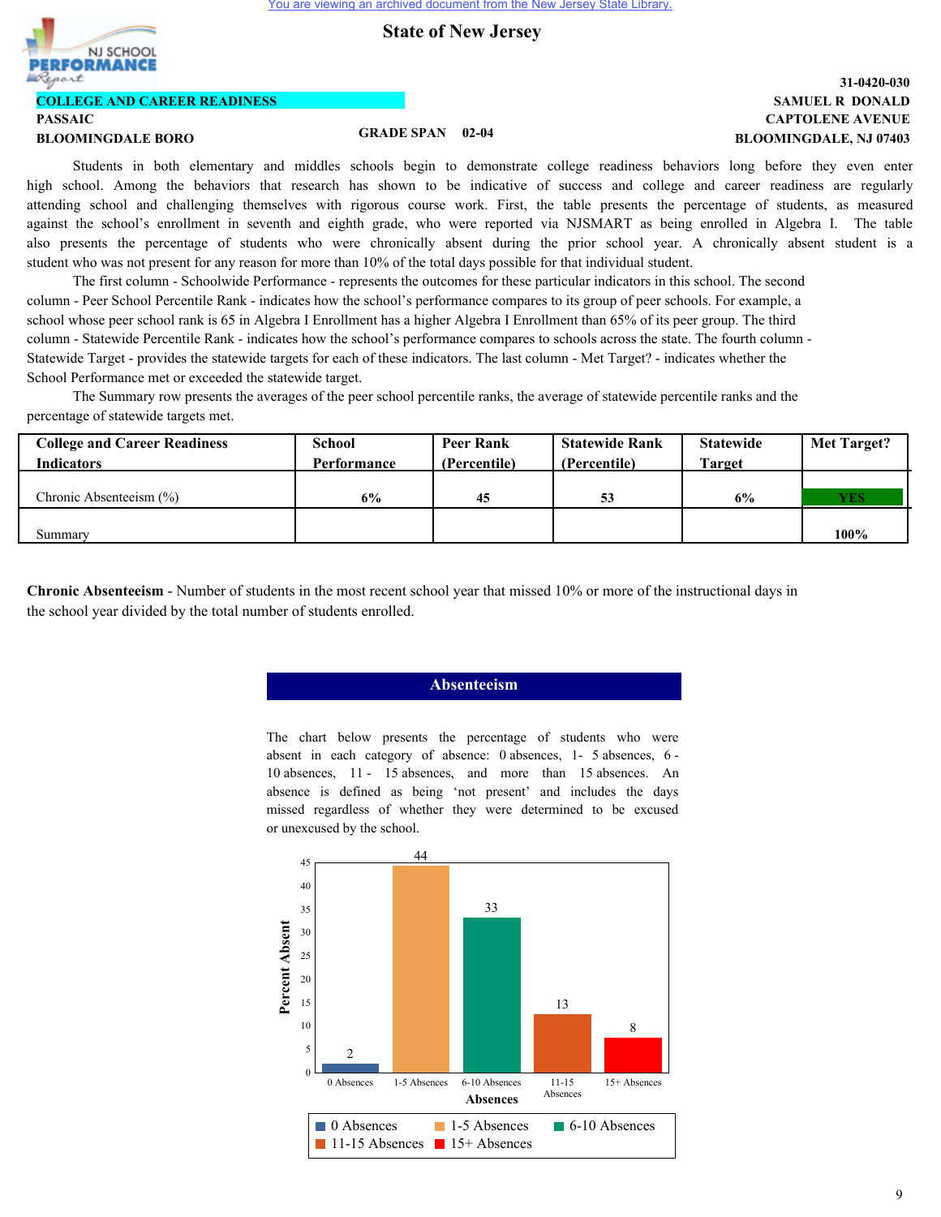You are viewing an archived document from the New Jersey State Library.

# State of New Jersey

31-0420-030

**COLLEGE AND CAREER READINESS**

**PASSAIC**

**BLOOMINGDALE BORO**

**GRADE SPAN 02-04**

**SAMUEL R DONALD**

**CAPTOLENE AVENUE**

**BLOOMINGDALE, NJ 07403**

Students in both elementary and middles schools begin to demonstrate college readiness behaviors long before they even enter high school. Among the behaviors that research has shown to be indicative of success and college and career readiness are regularly attending school and challenging themselves with rigorous course work. First, the table presents the percentage of students, as measured against the school's enrollment in seventh and eighth grade, who were reported via NJSMART as being enrolled in Algebra I. The table also presents the percentage of students who were chronically absent during the prior school year. A chronically absent student is a student who was not present for any reason for more than 10% of the total days possible for that individual student.

The first column - Schoolwide Performance - represents the outcomes for these particular indicators in this school. The second column - Peer School Percentile Rank - indicates how the school's performance compares to its group of peer schools. For example, a school whose peer school rank is 65 in Algebra I Enrollment has a higher Algebra I Enrollment than 65% of its peer group. The third column - Statewide Percentile Rank - indicates how the school's performance compares to schools across the state. The fourth column - Statewide Target - provides the statewide targets for each of these indicators. The last column - Met Target? - indicates whether the School Performance met or exceeded the statewide target.

The Summary row presents the averages of the peer school percentile ranks, the average of statewide percentile ranks and the percentage of statewide targets met.

| College and Career Readiness Indicators | School Performance | Peer Rank (Percentile) | Statewide Rank (Percentile) | Statewide Target | Met Target? |
|---|---|---|---|---|---|
| Chronic Absenteeism (%) | 6% | 45 | 53 | 6% | YES |
| Summary | | | | | 100% |

**Chronic Absenteeism** - Number of students in the most recent school year that missed 10% or more of the instructional days in the school year divided by the total number of students enrolled.

## Absenteeism

The chart below presents the percentage of students who were absent in each category of absence: 0 absences, 1- 5 absences, 6 - 10 absences, 11 - 15 absences, and more than 15 absences. An absence is defined as being 'not present' and includes the days missed regardless of whether they were determined to be excused or unexcused by the school.

| Absences | Percent Absent |
|---|---|
| 0 Absences | 2 |
| 1-5 Absences | 44 |
| 6-10 Absences | 33 |
| 11-15 Absences | 13 |
| 15+ Absences | 8 |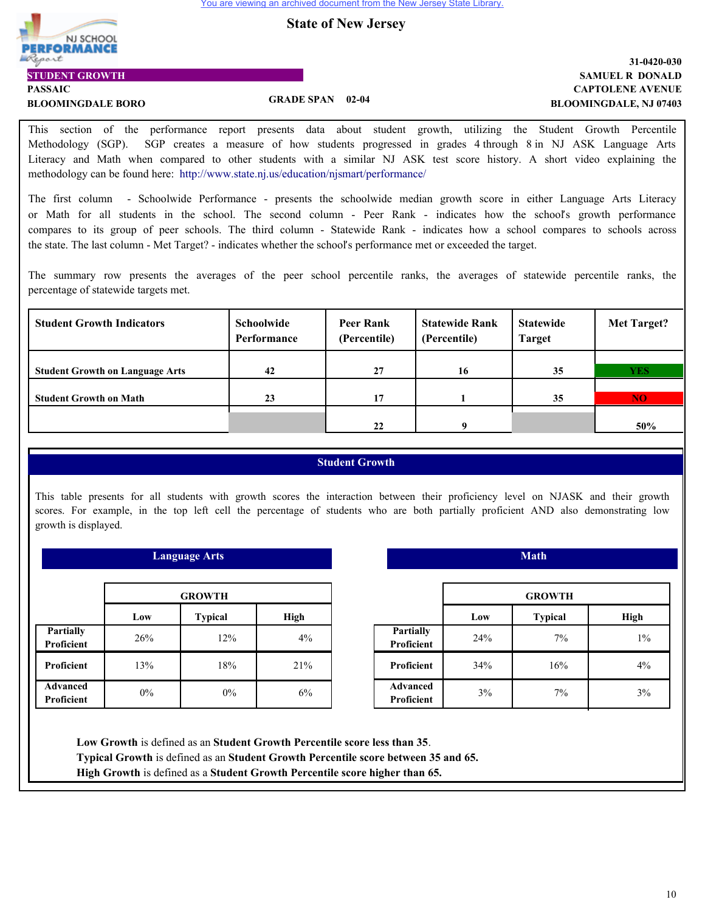You are viewing an archived document from the New Jersey State Library.

# State of New Jersey

NJ SCHOOL PERFORMANCE Report

**STUDENT GROWTH**

**PASSAIC**
**BLOOMINGDALE BORO**

**GRADE SPAN 02-04**

**31-0420-030**
**SAMUEL R DONALD**
**CAPTOLENE AVENUE**
**BLOOMINGDALE, NJ 07403**

This section of the performance report presents data about student growth, utilizing the Student Growth Percentile Methodology (SGP). SGP creates a measure of how students progressed in grades 4 through 8 in NJ ASK Language Arts Literacy and Math when compared to other students with a similar NJ ASK test score history. A short video explaining the methodology can be found here: http://www.state.nj.us/education/njsmart/performance/

The first column - Schoolwide Performance - presents the schoolwide median growth score in either Language Arts Literacy or Math for all students in the school. The second column - Peer Rank - indicates how the school's growth performance compares to its group of peer schools. The third column - Statewide Rank - indicates how a school compares to schools across the state. The last column - Met Target? - indicates whether the school's performance met or exceeded the target.

The summary row presents the averages of the peer school percentile ranks, the averages of statewide percentile ranks, the percentage of statewide targets met.

| Student Growth Indicators | Schoolwide Performance | Peer Rank (Percentile) | Statewide Rank (Percentile) | Statewide Target | Met Target? |
|---|---|---|---|---|---|
| Student Growth on Language Arts | 42 | 27 | 16 | 35 | YES |
| Student Growth on Math | 23 | 17 | 1 | 35 | NO |
| | | 22 | 9 | | 50% |

## Student Growth

This table presents for all students with growth scores the interaction between their proficiency level on NJASK and their growth scores. For example, in the top left cell the percentage of students who are both partially proficient AND also demonstrating low growth is displayed.

### Language Arts

| | GROWTH | | |
|---|---|---|---|
| | Low | Typical | High |
| Partially Proficient | 26% | 12% | 4% |
| Proficient | 13% | 18% | 21% |
| Advanced Proficient | 0% | 0% | 6% |

### Math

| | GROWTH | | |
|---|---|---|---|
| | Low | Typical | High |
| Partially Proficient | 24% | 7% | 1% |
| Proficient | 34% | 16% | 4% |
| Advanced Proficient | 3% | 7% | 3% |

**Low Growth** is defined as an **Student Growth Percentile score less than 35**.
**Typical Growth** is defined as an **Student Growth Percentile score between 35 and 65.**
**High Growth** is defined as a **Student Growth Percentile score higher than 65.**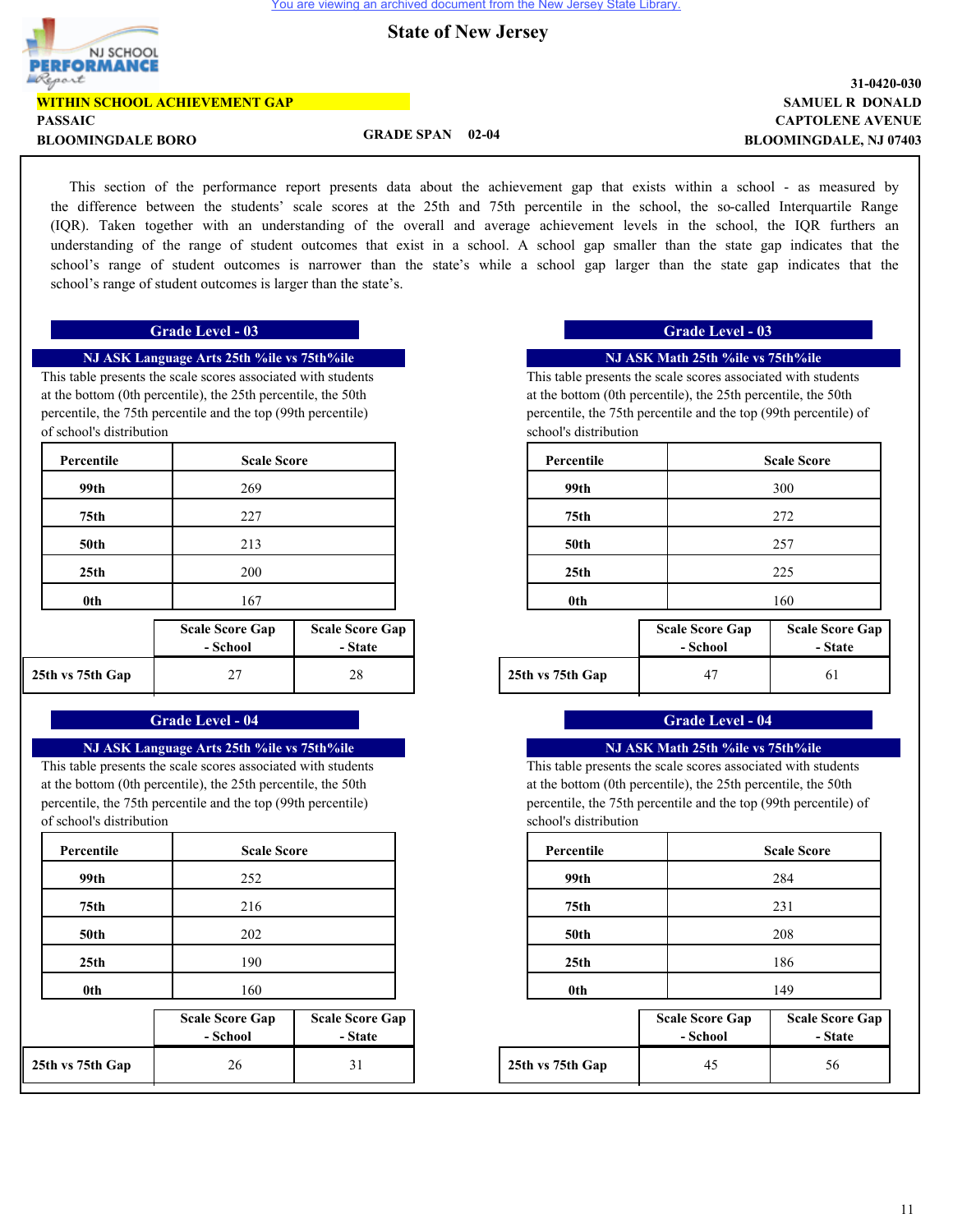You are viewing an archived document from the New Jersey State Library.

# State of New Jersey

NJ SCHOOL PERFORMANCE Report

**WITHIN SCHOOL ACHIEVEMENT GAP**

**PASSAIC**

**BLOOMINGDALE BORO**

**GRADE SPAN 02-04**

**31-0420-030**
**SAMUEL R DONALD**
**CAPTOLENE AVENUE**
**BLOOMINGDALE, NJ 07403**

This section of the performance report presents data about the achievement gap that exists within a school - as measured by the difference between the students' scale scores at the 25th and 75th percentile in the school, the so-called Interquartile Range (IQR). Taken together with an understanding of the overall and average achievement levels in the school, the IQR furthers an understanding of the range of student outcomes that exist in a school. A school gap smaller than the state gap indicates that the school's range of student outcomes is narrower than the state's while a school gap larger than the state gap indicates that the school's range of student outcomes is larger than the state's.

## Grade Level - 03

### NJ ASK Language Arts 25th %ile vs 75th%ile

This table presents the scale scores associated with students at the bottom (0th percentile), the 25th percentile, the 50th percentile, the 75th percentile and the top (99th percentile) of school's distribution

| Percentile | Scale Score |
|---|---|
| 99th | 269 |
| 75th | 227 |
| 50th | 213 |
| 25th | 200 |
| 0th | 167 |

| | Scale Score Gap - School | Scale Score Gap - State |
|---|---|---|
| 25th vs 75th Gap | 27 | 28 |

### NJ ASK Math 25th %ile vs 75th%ile

This table presents the scale scores associated with students at the bottom (0th percentile), the 25th percentile, the 50th percentile, the 75th percentile and the top (99th percentile) of school's distribution

| Percentile | Scale Score |
|---|---|
| 99th | 300 |
| 75th | 272 |
| 50th | 257 |
| 25th | 225 |
| 0th | 160 |

| | Scale Score Gap - School | Scale Score Gap - State |
|---|---|---|
| 25th vs 75th Gap | 47 | 61 |

## Grade Level - 04

### NJ ASK Language Arts 25th %ile vs 75th%ile

This table presents the scale scores associated with students at the bottom (0th percentile), the 25th percentile, the 50th percentile, the 75th percentile and the top (99th percentile) of school's distribution

| Percentile | Scale Score |
|---|---|
| 99th | 252 |
| 75th | 216 |
| 50th | 202 |
| 25th | 190 |
| 0th | 160 |

| | Scale Score Gap - School | Scale Score Gap - State |
|---|---|---|
| 25th vs 75th Gap | 26 | 31 |

### NJ ASK Math 25th %ile vs 75th%ile

This table presents the scale scores associated with students at the bottom (0th percentile), the 25th percentile, the 50th percentile, the 75th percentile and the top (99th percentile) of school's distribution

| Percentile | Scale Score |
|---|---|
| 99th | 284 |
| 75th | 231 |
| 50th | 208 |
| 25th | 186 |
| 0th | 149 |

| | Scale Score Gap - School | Scale Score Gap - State |
|---|---|---|
| 25th vs 75th Gap | 45 | 56 |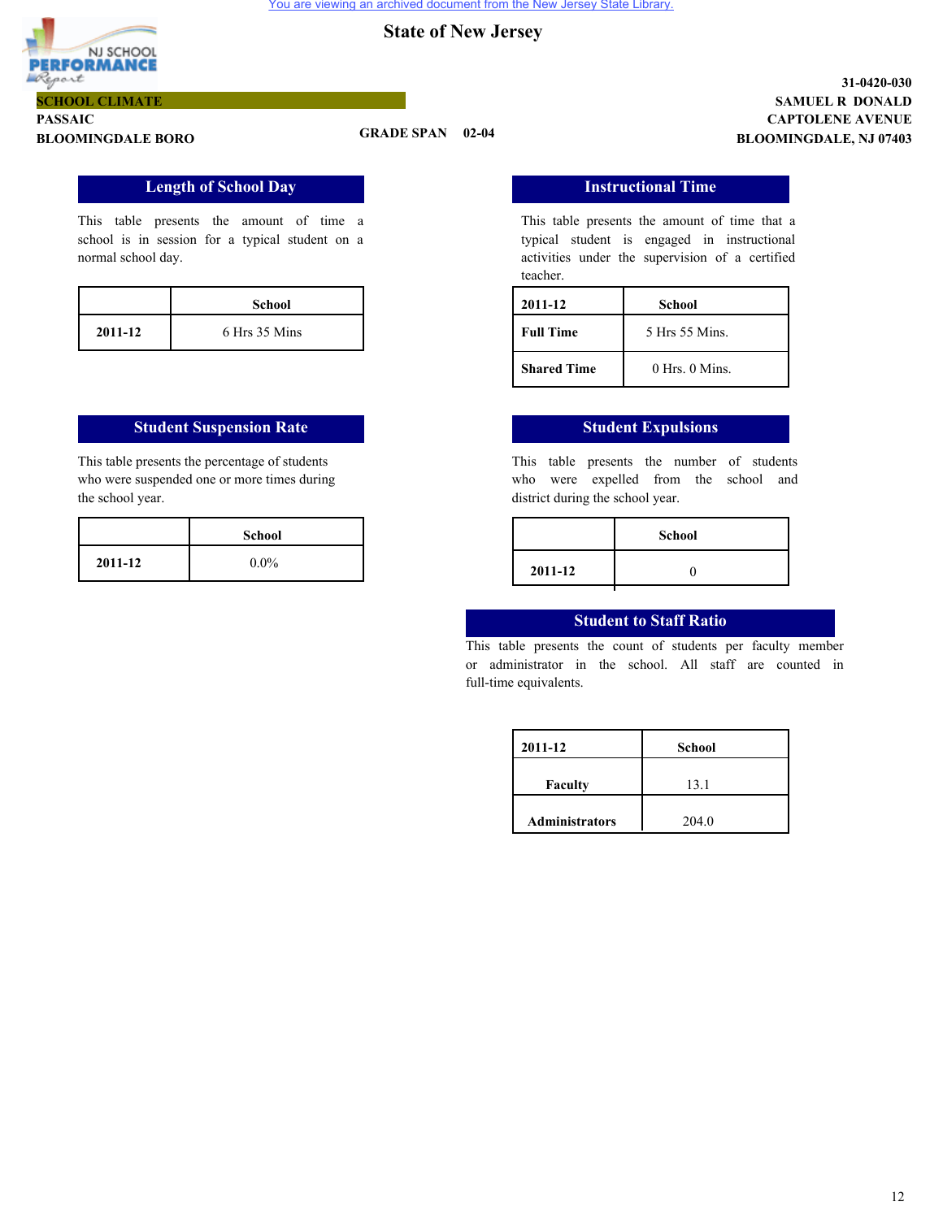# State of New Jersey

SCHOOL CLIMATE
PASSAIC
BLOOMINGDALE BORO

GRADE SPAN 02-04

31-0420-030
SAMUEL R DONALD
CAPTOLENE AVENUE
BLOOMINGDALE, NJ 07403

## Length of School Day

This table presents the amount of time a school is in session for a typical student on a normal school day.

| | School |
|---|---|
| 2011-12 | 6 Hrs 35 Mins |

## Instructional Time

This table presents the amount of time that a typical student is engaged in instructional activities under the supervision of a certified teacher.

| 2011-12 | School |
|---|---|
| Full Time | 5 Hrs 55 Mins. |
| Shared Time | 0 Hrs. 0 Mins. |

## Student Suspension Rate

This table presents the percentage of students who were suspended one or more times during the school year.

| | School |
|---|---|
| 2011-12 | 0.0% |

## Student Expulsions

This table presents the number of students who were expelled from the school and district during the school year.

| | School |
|---|---|
| 2011-12 | 0 |

## Student to Staff Ratio

This table presents the count of students per faculty member or administrator in the school. All staff are counted in full-time equivalents.

| 2011-12 | School |
|---|---|
| Faculty | 13.1 |
| Administrators | 204.0 |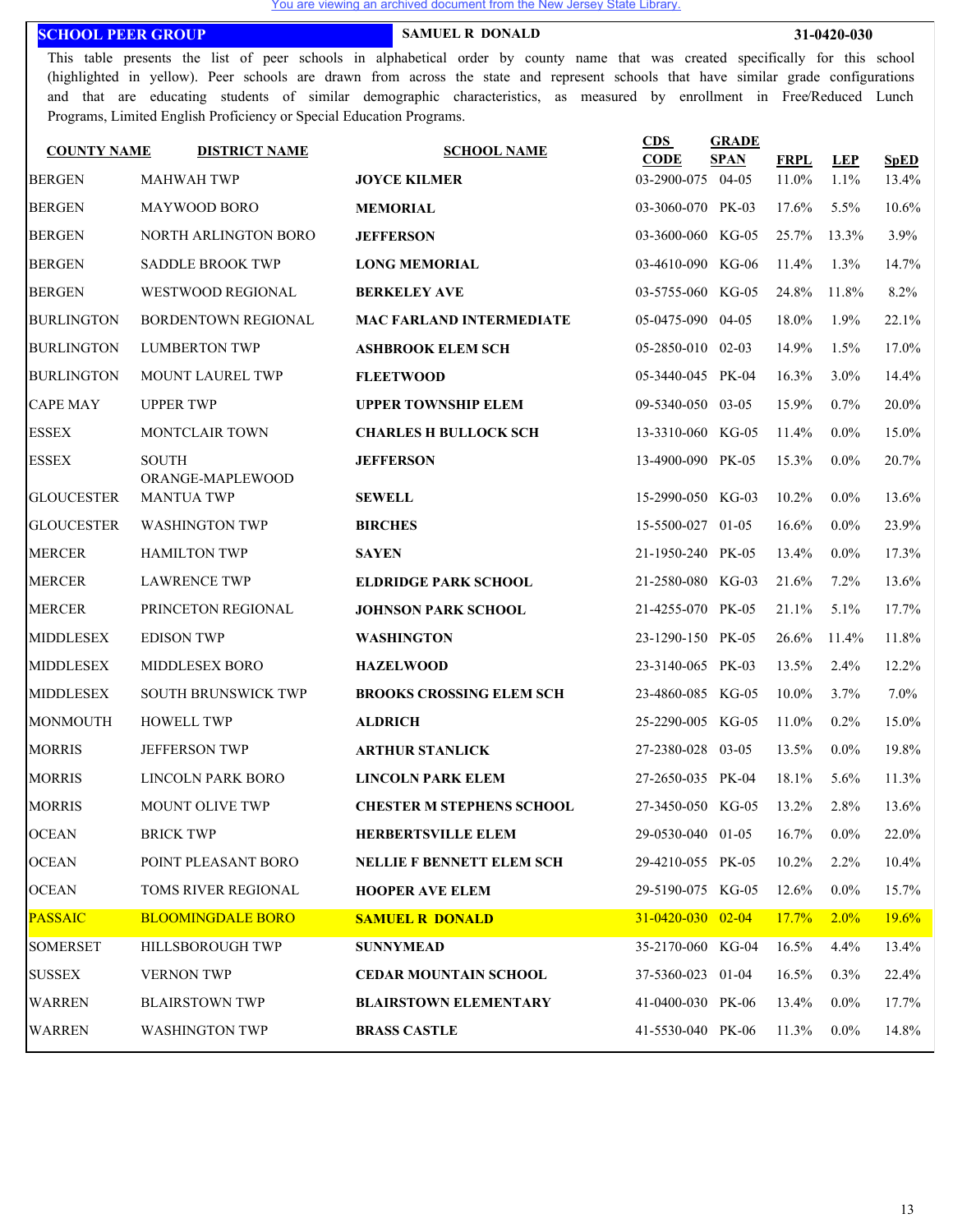You are viewing an archived document from the New Jersey State Library.

**SCHOOL PEER GROUP** | **SAMUEL R DONALD** | **31-0420-030**

This table presents the list of peer schools in alphabetical order by county name that was created specifically for this school (highlighted in yellow). Peer schools are drawn from across the state and represent schools that have similar grade configurations and that are educating students of similar demographic characteristics, as measured by enrollment in Free/Reduced Lunch Programs, Limited English Proficiency or Special Education Programs.

| COUNTY NAME | DISTRICT NAME | SCHOOL NAME | CDS CODE | GRADE SPAN | FRPL | LEP | SpED |
|---|---|---|---|---|---|---|---|
| BERGEN | MAHWAH TWP | **JOYCE KILMER** | 03-2900-075 | 04-05 | 11.0% | 1.1% | 13.4% |
| BERGEN | MAYWOOD BORO | **MEMORIAL** | 03-3060-070 | PK-03 | 17.6% | 5.5% | 10.6% |
| BERGEN | NORTH ARLINGTON BORO | **JEFFERSON** | 03-3600-060 | KG-05 | 25.7% | 13.3% | 3.9% |
| BERGEN | SADDLE BROOK TWP | **LONG MEMORIAL** | 03-4610-090 | KG-06 | 11.4% | 1.3% | 14.7% |
| BERGEN | WESTWOOD REGIONAL | **BERKELEY AVE** | 03-5755-060 | KG-05 | 24.8% | 11.8% | 8.2% |
| BURLINGTON | BORDENTOWN REGIONAL | **MAC FARLAND INTERMEDIATE** | 05-0475-090 | 04-05 | 18.0% | 1.9% | 22.1% |
| BURLINGTON | LUMBERTON TWP | **ASHBROOK ELEM SCH** | 05-2850-010 | 02-03 | 14.9% | 1.5% | 17.0% |
| BURLINGTON | MOUNT LAUREL TWP | **FLEETWOOD** | 05-3440-045 | PK-04 | 16.3% | 3.0% | 14.4% |
| CAPE MAY | UPPER TWP | **UPPER TOWNSHIP ELEM** | 09-5340-050 | 03-05 | 15.9% | 0.7% | 20.0% |
| ESSEX | MONTCLAIR TOWN | **CHARLES H BULLOCK SCH** | 13-3310-060 | KG-05 | 11.4% | 0.0% | 15.0% |
| ESSEX | SOUTH ORANGE-MAPLEWOOD | **JEFFERSON** | 13-4900-090 | PK-05 | 15.3% | 0.0% | 20.7% |
| GLOUCESTER | MANTUA TWP | **SEWELL** | 15-2990-050 | KG-03 | 10.2% | 0.0% | 13.6% |
| GLOUCESTER | WASHINGTON TWP | **BIRCHES** | 15-5500-027 | 01-05 | 16.6% | 0.0% | 23.9% |
| MERCER | HAMILTON TWP | **SAYEN** | 21-1950-240 | PK-05 | 13.4% | 0.0% | 17.3% |
| MERCER | LAWRENCE TWP | **ELDRIDGE PARK SCHOOL** | 21-2580-080 | KG-03 | 21.6% | 7.2% | 13.6% |
| MERCER | PRINCETON REGIONAL | **JOHNSON PARK SCHOOL** | 21-4255-070 | PK-05 | 21.1% | 5.1% | 17.7% |
| MIDDLESEX | EDISON TWP | **WASHINGTON** | 23-1290-150 | PK-05 | 26.6% | 11.4% | 11.8% |
| MIDDLESEX | MIDDLESEX BORO | **HAZELWOOD** | 23-3140-065 | PK-03 | 13.5% | 2.4% | 12.2% |
| MIDDLESEX | SOUTH BRUNSWICK TWP | **BROOKS CROSSING ELEM SCH** | 23-4860-085 | KG-05 | 10.0% | 3.7% | 7.0% |
| MONMOUTH | HOWELL TWP | **ALDRICH** | 25-2290-005 | KG-05 | 11.0% | 0.2% | 15.0% |
| MORRIS | JEFFERSON TWP | **ARTHUR STANLICK** | 27-2380-028 | 03-05 | 13.5% | 0.0% | 19.8% |
| MORRIS | LINCOLN PARK BORO | **LINCOLN PARK ELEM** | 27-2650-035 | PK-04 | 18.1% | 5.6% | 11.3% |
| MORRIS | MOUNT OLIVE TWP | **CHESTER M STEPHENS SCHOOL** | 27-3450-050 | KG-05 | 13.2% | 2.8% | 13.6% |
| OCEAN | BRICK TWP | **HERBERTSVILLE ELEM** | 29-0530-040 | 01-05 | 16.7% | 0.0% | 22.0% |
| OCEAN | POINT PLEASANT BORO | **NELLIE F BENNETT ELEM SCH** | 29-4210-055 | PK-05 | 10.2% | 2.2% | 10.4% |
| OCEAN | TOMS RIVER REGIONAL | **HOOPER AVE ELEM** | 29-5190-075 | KG-05 | 12.6% | 0.0% | 15.7% |
| PASSAIC | BLOOMINGDALE BORO | **SAMUEL R DONALD** | 31-0420-030 | 02-04 | 17.7% | 2.0% | 19.6% |
| SOMERSET | HILLSBOROUGH TWP | **SUNNYMEAD** | 35-2170-060 | KG-04 | 16.5% | 4.4% | 13.4% |
| SUSSEX | VERNON TWP | **CEDAR MOUNTAIN SCHOOL** | 37-5360-023 | 01-04 | 16.5% | 0.3% | 22.4% |
| WARREN | BLAIRSTOWN TWP | **BLAIRSTOWN ELEMENTARY** | 41-0400-030 | PK-06 | 13.4% | 0.0% | 17.7% |
| WARREN | WASHINGTON TWP | **BRASS CASTLE** | 41-5530-040 | PK-06 | 11.3% | 0.0% | 14.8% |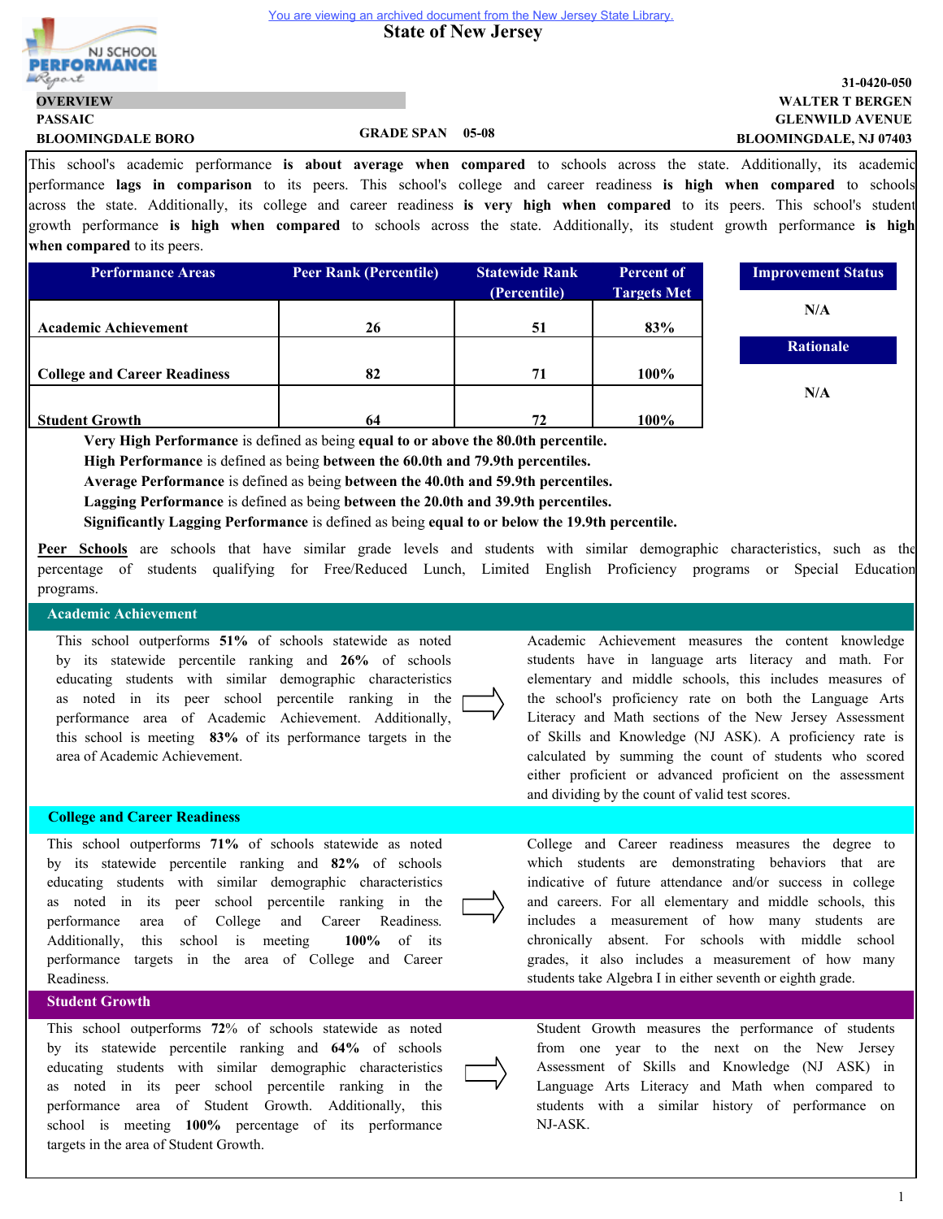You are viewing an archived document from the New Jersey State Library.

# State of New Jersey

31-0420-050

**OVERVIEW**

**PASSAIC**

**BLOOMINGDALE BORO**

**GRADE SPAN 05-08**

**WALTER T BERGEN**
**GLENWILD AVENUE**
**BLOOMINGDALE, NJ 07403**

This school's academic performance **is about average when compared** to schools across the state. Additionally, its academic performance **lags in comparison** to its peers. This school's college and career readiness **is high when compared** to schools across the state. Additionally, its college and career readiness **is very high when compared** to its peers. This school's student growth performance **is high when compared** to schools across the state. Additionally, its student growth performance **is high when compared** to its peers.

| Performance Areas | Peer Rank (Percentile) | Statewide Rank (Percentile) | Percent of Targets Met |
|---|---|---|---|
| **Academic Achievement** | **26** | **51** | **83%** |
| **College and Career Readiness** | **82** | **71** | **100%** |
| **Student Growth** | **64** | **72** | **100%** |

| Improvement Status |
|---|
| N/A |

| Rationale |
|---|
| N/A |

**Very High Performance** is defined as being **equal to or above the 80.0th percentile.**
**High Performance** is defined as being **between the 60.0th and 79.9th percentiles.**
**Average Performance** is defined as being **between the 40.0th and 59.9th percentiles.**
**Lagging Performance** is defined as being **between the 20.0th and 39.9th percentiles.**
**Significantly Lagging Performance** is defined as being **equal to or below the 19.9th percentile.**

**Peer Schools** are schools that have similar grade levels and students with similar demographic characteristics, such as the percentage of students qualifying for Free/Reduced Lunch, Limited English Proficiency programs or Special Education programs.

## Academic Achievement

This school outperforms **51%** of schools statewide as noted by its statewide percentile ranking and **26%** of schools educating students with similar demographic characteristics as noted in its peer school percentile ranking in the performance area of Academic Achievement. Additionally, this school is meeting **83%** of its performance targets in the area of Academic Achievement.

Academic Achievement measures the content knowledge students have in language arts literacy and math. For elementary and middle schools, this includes measures of the school's proficiency rate on both the Language Arts Literacy and Math sections of the New Jersey Assessment of Skills and Knowledge (NJ ASK). A proficiency rate is calculated by summing the count of students who scored either proficient or advanced proficient on the assessment and dividing by the count of valid test scores.

## College and Career Readiness

This school outperforms **71%** of schools statewide as noted by its statewide percentile ranking and **82%** of schools educating students with similar demographic characteristics as noted in its peer school percentile ranking in the performance area of College and Career Readiness. Additionally, this school is meeting **100%** of its performance targets in the area of College and Career Readiness.

College and Career readiness measures the degree to which students are demonstrating behaviors that are indicative of future attendance and/or success in college and careers. For all elementary and middle schools, this includes a measurement of how many students are chronically absent. For schools with middle school grades, it also includes a measurement of how many students take Algebra I in either seventh or eighth grade.

## Student Growth

This school outperforms **72%** of schools statewide as noted by its statewide percentile ranking and **64%** of schools educating students with similar demographic characteristics as noted in its peer school percentile ranking in the performance area of Student Growth. Additionally, this school is meeting **100%** percentage of its performance targets in the area of Student Growth.

Student Growth measures the performance of students from one year to the next on the New Jersey Assessment of Skills and Knowledge (NJ ASK) in Language Arts Literacy and Math when compared to students with a similar history of performance on NJ-ASK.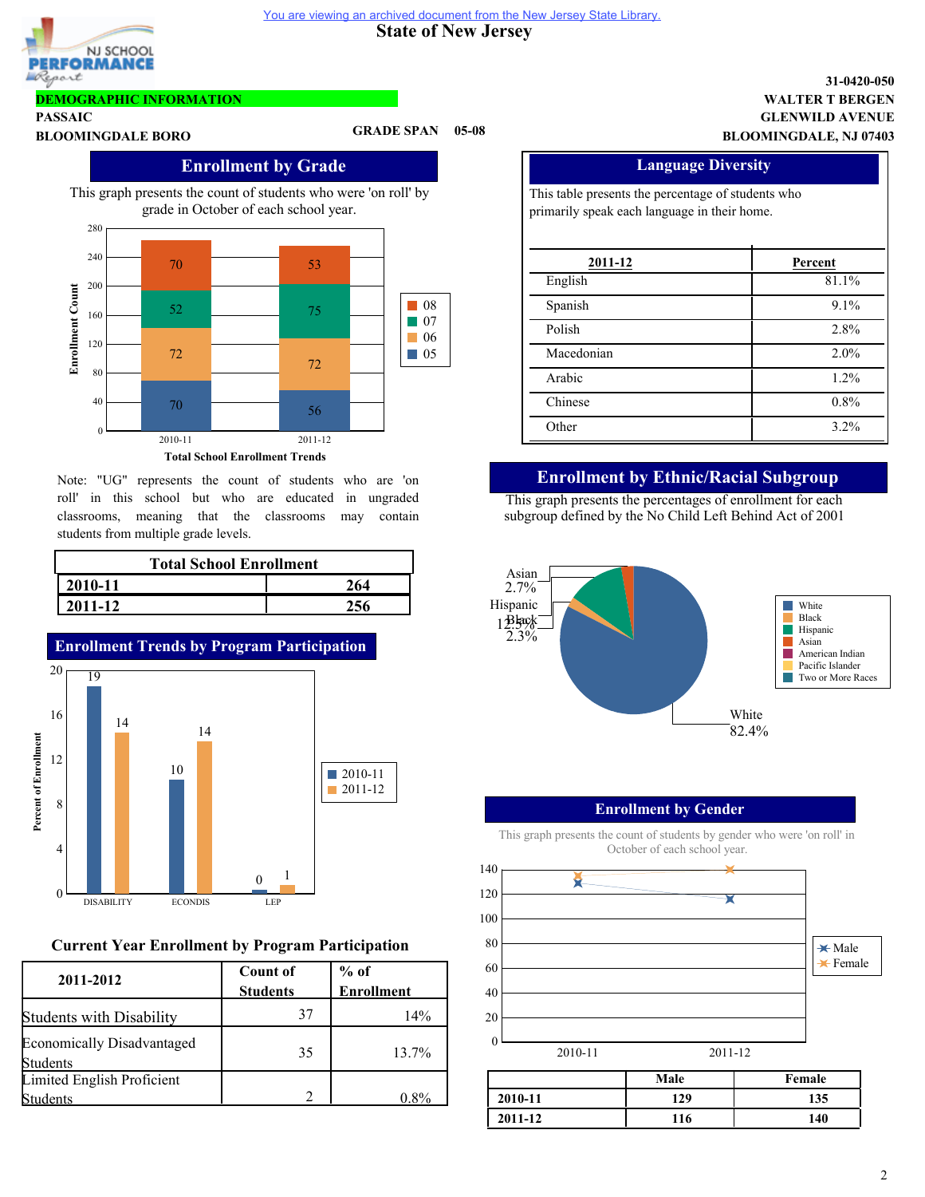You are viewing an archived document from the New Jersey State Library.

**State of New Jersey**

NJ SCHOOL PERFORMANCE Report

**DEMOGRAPHIC INFORMATION**

**PASSAIC**
**BLOOMINGDALE BORO**

**GRADE SPAN 05-08**

**31-0420-050**
**WALTER T BERGEN**
**GLENWILD AVENUE**
**BLOOMINGDALE, NJ 07403**

## Enrollment by Grade

This graph presents the count of students who were 'on roll' by grade in October of each school year.

| Grade | 2010-11 | 2011-12 |
| --- | --- | --- |
| 08 | 70 | 53 |
| 07 | 52 | 75 |
| 06 | 72 | 72 |
| 05 | 70 | 56 |

Total School Enrollment Trends

Note: "UG" represents the count of students who are 'on roll' in this school but who are educated in ungraded classrooms, meaning that the classrooms may contain students from multiple grade levels.

| Total School Enrollment | |
| --- | --- |
| **2010-11** | **264** |
| **2011-12** | **256** |

## Enrollment Trends by Program Participation

| Percent of Enrollment | 2010-11 | 2011-12 |
| --- | --- | --- |
| DISABILITY | 19 | 14 |
| ECONDIS | 10 | 14 |
| LEP | 0 | 1 |

### Current Year Enrollment by Program Participation

| 2011-2012 | Count of Students | % of Enrollment |
| --- | --- | --- |
| Students with Disability | 37 | 14% |
| Economically Disadvantaged Students | 35 | 13.7% |
| Limited English Proficient Students | 2 | 0.8% |

## Language Diversity

This table presents the percentage of students who primarily speak each language in their home.

| 2011-12 | Percent |
| --- | --- |
| English | 81.1% |
| Spanish | 9.1% |
| Polish | 2.8% |
| Macedonian | 2.0% |
| Arabic | 1.2% |
| Chinese | 0.8% |
| Other | 3.2% |

## Enrollment by Ethnic/Racial Subgroup

This graph presents the percentages of enrollment for each subgroup defined by the No Child Left Behind Act of 2001

| Subgroup | Percent |
| --- | --- |
| White | 82.4% |
| Hispanic | 12.5% |
| Asian | 2.7% |
| Black | 2.3% |

## Enrollment by Gender

This graph presents the count of students by gender who were 'on roll' in October of each school year.

| | Male | Female |
| --- | --- | --- |
| **2010-11** | **129** | **135** |
| **2011-12** | **116** | **140** |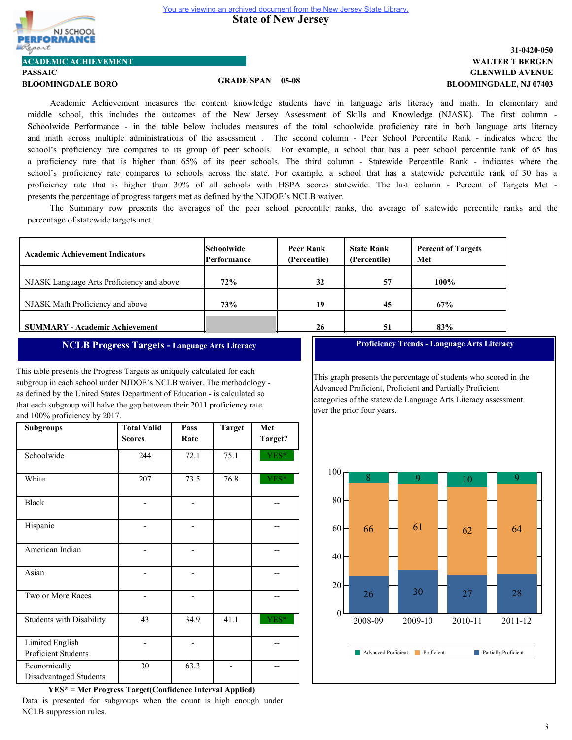You are viewing an archived document from the New Jersey State Library.

# State of New Jersey

NJ SCHOOL PERFORMANCE Report

**ACADEMIC ACHIEVEMENT**

**31-0420-050**

**PASSAIC** | **WALTER T BERGEN**
**BLOOMINGDALE BORO** | **GRADE SPAN 05-08** | **GLENWILD AVENUE**
**BLOOMINGDALE, NJ 07403**

Academic Achievement measures the content knowledge students have in language arts literacy and math. In elementary and middle school, this includes the outcomes of the New Jersey Assessment of Skills and Knowledge (NJASK). The first column - Schoolwide Performance - in the table below includes measures of the total schoolwide proficiency rate in both language arts literacy and math across multiple administrations of the assessment . The second column - Peer School Percentile Rank - indicates where the school's proficiency rate compares to its group of peer schools. For example, a school that has a peer school percentile rank of 65 has a proficiency rate that is higher than 65% of its peer schools. The third column - Statewide Percentile Rank - indicates where the school's proficiency rate compares to schools across the state. For example, a school that has a statewide percentile rank of 30 has a proficiency rate that is higher than 30% of all schools with HSPA scores statewide. The last column - Percent of Targets Met - presents the percentage of progress targets met as defined by the NJDOE's NCLB waiver.

The Summary row presents the averages of the peer school percentile ranks, the average of statewide percentile ranks and the percentage of statewide targets met.

| Academic Achievement Indicators | Schoolwide Performance | Peer Rank (Percentile) | State Rank (Percentile) | Percent of Targets Met |
|---|---|---|---|---|
| NJASK Language Arts Proficiency and above | 72% | 32 | 57 | 100% |
| NJASK Math Proficiency and above | 73% | 19 | 45 | 67% |
| **SUMMARY - Academic Achievement** | | 26 | 51 | 83% |

## NCLB Progress Targets - Language Arts Literacy

This table presents the Progress Targets as uniquely calculated for each subgroup in each school under NJDOE's NCLB waiver. The methodology - as defined by the United States Department of Education - is calculated so that each subgroup will halve the gap between their 2011 proficiency rate and 100% proficiency by 2017.

| Subgroups | Total Valid Scores | Pass Rate | Target | Met Target? |
|---|---|---|---|---|
| Schoolwide | 244 | 72.1 | 75.1 | YES* |
| White | 207 | 73.5 | 76.8 | YES* |
| Black | - | - | | -- |
| Hispanic | - | - | | -- |
| American Indian | - | - | | -- |
| Asian | - | - | | -- |
| Two or More Races | - | - | | -- |
| Students with Disability | 43 | 34.9 | 41.1 | YES* |
| Limited English Proficient Students | - | - | | -- |
| Economically Disadvantaged Students | 30 | 63.3 | - | -- |

**YES* = Met Progress Target(Confidence Interval Applied)**

Data is presented for subgroups when the count is high enough under NCLB suppression rules.

## Proficiency Trends - Language Arts Literacy

This graph presents the percentage of students who scored in the Advanced Proficient, Proficient and Partially Proficient categories of the statewide Language Arts Literacy assessment over the prior four years.

| | 2008-09 | 2009-10 | 2010-11 | 2011-12 |
|---|---|---|---|---|
| Advanced Proficient | 8 | 9 | 10 | 9 |
| Proficient | 66 | 61 | 62 | 64 |
| Partially Proficient | 26 | 30 | 27 | 28 |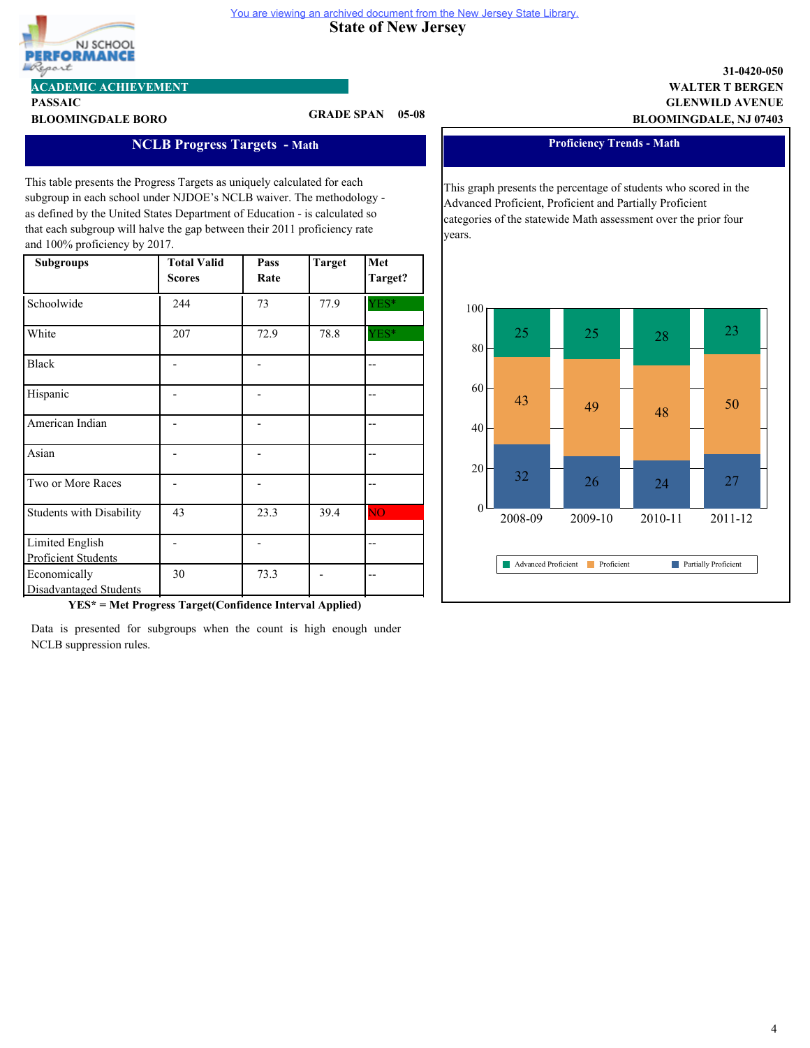You are viewing an archived document from the New Jersey State Library.

# State of New Jersey

NJ SCHOOL PERFORMANCE Report

**ACADEMIC ACHIEVEMENT**

**PASSAIC**

**BLOOMINGDALE BORO**

**GRADE SPAN 05-08**

**31-0420-050**
**WALTER T BERGEN**
**GLENWILD AVENUE**
**BLOOMINGDALE, NJ 07403**

## NCLB Progress Targets - Math

This table presents the Progress Targets as uniquely calculated for each subgroup in each school under NJDOE's NCLB waiver. The methodology - as defined by the United States Department of Education - is calculated so that each subgroup will halve the gap between their 2011 proficiency rate and 100% proficiency by 2017.

| Subgroups | Total Valid Scores | Pass Rate | Target | Met Target? |
|---|---|---|---|---|
| Schoolwide | 244 | 73 | 77.9 | YES* |
| White | 207 | 72.9 | 78.8 | YES* |
| Black | - | - | | -- |
| Hispanic | - | - | | -- |
| American Indian | - | - | | -- |
| Asian | - | - | | -- |
| Two or More Races | - | - | | -- |
| Students with Disability | 43 | 23.3 | 39.4 | NO |
| Limited English Proficient Students | - | - | | -- |
| Economically Disadvantaged Students | 30 | 73.3 | - | -- |

**YES* = Met Progress Target(Confidence Interval Applied)**

Data is presented for subgroups when the count is high enough under NCLB suppression rules.

## Proficiency Trends - Math

This graph presents the percentage of students who scored in the Advanced Proficient, Proficient and Partially Proficient categories of the statewide Math assessment over the prior four years.

| | 2008-09 | 2009-10 | 2010-11 | 2011-12 |
|---|---|---|---|---|
| Advanced Proficient | 25 | 25 | 28 | 23 |
| Proficient | 43 | 49 | 48 | 50 |
| Partially Proficient | 32 | 26 | 24 | 27 |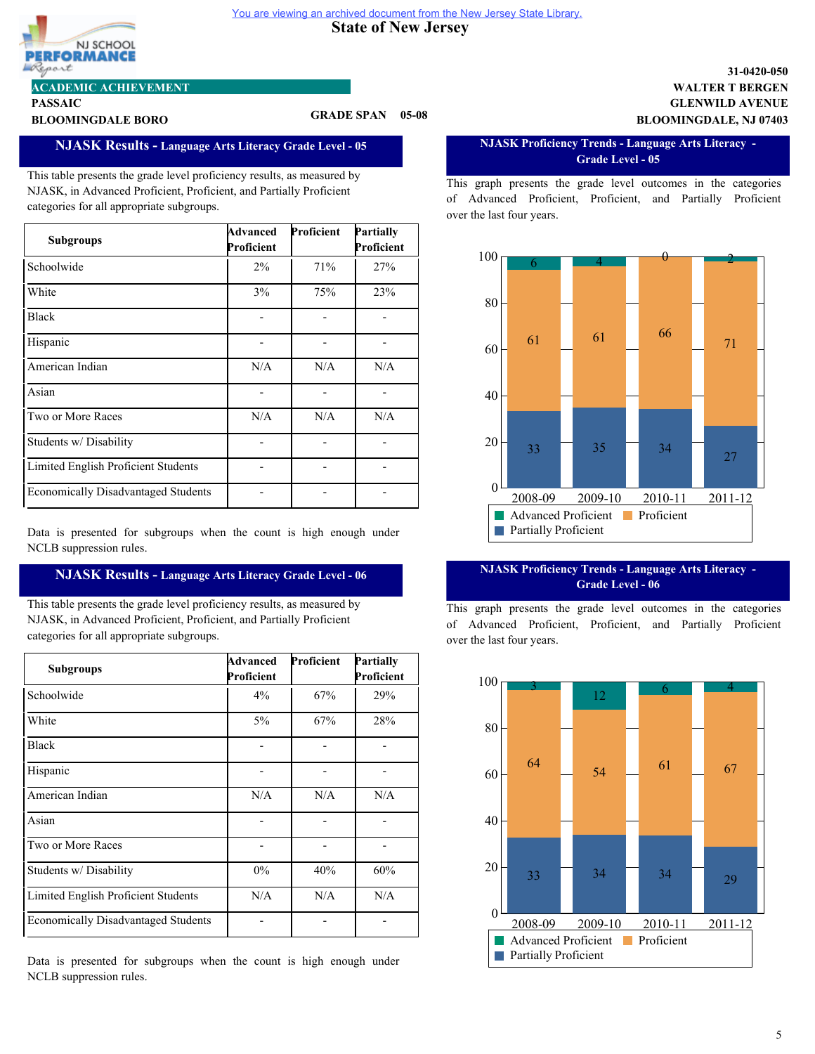You are viewing an archived document from the New Jersey State Library.

# State of New Jersey

NJ SCHOOL PERFORMANCE Report

31-0420-050
WALTER T BERGEN
GLENWILD AVENUE
BLOOMINGDALE, NJ 07403

**ACADEMIC ACHIEVEMENT**

**PASSAIC**

**BLOOMINGDALE BORO**

**GRADE SPAN 05-08**

## NJASK Results - Language Arts Literacy Grade Level - 05

This table presents the grade level proficiency results, as measured by NJASK, in Advanced Proficient, Proficient, and Partially Proficient categories for all appropriate subgroups.

| Subgroups | Advanced Proficient | Proficient | Partially Proficient |
|---|---|---|---|
| Schoolwide | 2% | 71% | 27% |
| White | 3% | 75% | 23% |
| Black | - | - | - |
| Hispanic | - | - | - |
| American Indian | N/A | N/A | N/A |
| Asian | - | - | - |
| Two or More Races | N/A | N/A | N/A |
| Students w/ Disability | - | - | - |
| Limited English Proficient Students | - | - | - |
| Economically Disadvantaged Students | - | - | - |

Data is presented for subgroups when the count is high enough under NCLB suppression rules.

## NJASK Proficiency Trends - Language Arts Literacy - Grade Level - 05

This graph presents the grade level outcomes in the categories of Advanced Proficient, Proficient, and Partially Proficient over the last four years.

| Year | Advanced Proficient | Proficient | Partially Proficient |
|---|---|---|---|
| 2008-09 | 6 | 61 | 33 |
| 2009-10 | 4 | 61 | 35 |
| 2010-11 | 0 | 66 | 34 |
| 2011-12 | 2 | 71 | 27 |

## NJASK Results - Language Arts Literacy Grade Level - 06

This table presents the grade level proficiency results, as measured by NJASK, in Advanced Proficient, Proficient, and Partially Proficient categories for all appropriate subgroups.

| Subgroups | Advanced Proficient | Proficient | Partially Proficient |
|---|---|---|---|
| Schoolwide | 4% | 67% | 29% |
| White | 5% | 67% | 28% |
| Black | - | - | - |
| Hispanic | - | - | - |
| American Indian | N/A | N/A | N/A |
| Asian | - | - | - |
| Two or More Races | - | - | - |
| Students w/ Disability | 0% | 40% | 60% |
| Limited English Proficient Students | N/A | N/A | N/A |
| Economically Disadvantaged Students | - | - | - |

Data is presented for subgroups when the count is high enough under NCLB suppression rules.

## NJASK Proficiency Trends - Language Arts Literacy - Grade Level - 06

This graph presents the grade level outcomes in the categories of Advanced Proficient, Proficient, and Partially Proficient over the last four years.

| Year | Advanced Proficient | Proficient | Partially Proficient |
|---|---|---|---|
| 2008-09 | 3 | 64 | 33 |
| 2009-10 | 12 | 54 | 34 |
| 2010-11 | 6 | 61 | 34 |
| 2011-12 | 4 | 67 | 29 |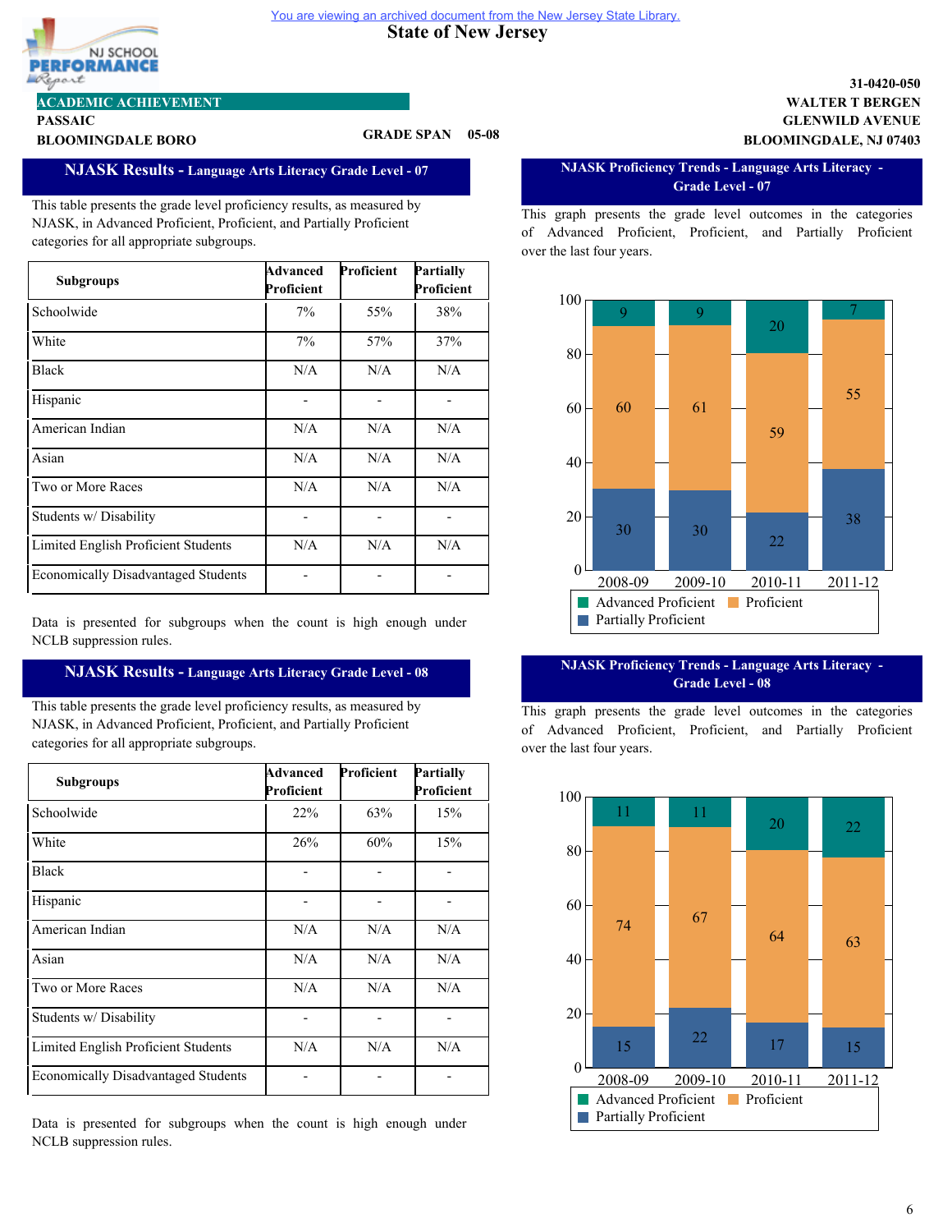You are viewing an archived document from the New Jersey State Library.

# State of New Jersey

NJ SCHOOL PERFORMANCE Report

**ACADEMIC ACHIEVEMENT**

**PASSAIC**

**BLOOMINGDALE BORO**

**GRADE SPAN 05-08**

**31-0420-050**
**WALTER T BERGEN**
**GLENWILD AVENUE**
**BLOOMINGDALE, NJ 07403**

## NJASK Results - Language Arts Literacy Grade Level - 07

This table presents the grade level proficiency results, as measured by NJASK, in Advanced Proficient, Proficient, and Partially Proficient categories for all appropriate subgroups.

| Subgroups | Advanced Proficient | Proficient | Partially Proficient |
|---|---|---|---|
| Schoolwide | 7% | 55% | 38% |
| White | 7% | 57% | 37% |
| Black | N/A | N/A | N/A |
| Hispanic | - | - | - |
| American Indian | N/A | N/A | N/A |
| Asian | N/A | N/A | N/A |
| Two or More Races | N/A | N/A | N/A |
| Students w/ Disability | - | - | - |
| Limited English Proficient Students | N/A | N/A | N/A |
| Economically Disadvantaged Students | - | - | - |

Data is presented for subgroups when the count is high enough under NCLB suppression rules.

## NJASK Proficiency Trends - Language Arts Literacy - Grade Level - 07

This graph presents the grade level outcomes in the categories of Advanced Proficient, Proficient, and Partially Proficient over the last four years.

| Year | Advanced Proficient | Proficient | Partially Proficient |
|---|---|---|---|
| 2008-09 | 9 | 60 | 30 |
| 2009-10 | 9 | 61 | 30 |
| 2010-11 | 20 | 59 | 22 |
| 2011-12 | 7 | 55 | 38 |

## NJASK Results - Language Arts Literacy Grade Level - 08

This table presents the grade level proficiency results, as measured by NJASK, in Advanced Proficient, Proficient, and Partially Proficient categories for all appropriate subgroups.

| Subgroups | Advanced Proficient | Proficient | Partially Proficient |
|---|---|---|---|
| Schoolwide | 22% | 63% | 15% |
| White | 26% | 60% | 15% |
| Black | - | - | - |
| Hispanic | - | - | - |
| American Indian | N/A | N/A | N/A |
| Asian | N/A | N/A | N/A |
| Two or More Races | N/A | N/A | N/A |
| Students w/ Disability | - | - | - |
| Limited English Proficient Students | N/A | N/A | N/A |
| Economically Disadvantaged Students | - | - | - |

Data is presented for subgroups when the count is high enough under NCLB suppression rules.

## NJASK Proficiency Trends - Language Arts Literacy - Grade Level - 08

This graph presents the grade level outcomes in the categories of Advanced Proficient, Proficient, and Partially Proficient over the last four years.

| Year | Advanced Proficient | Proficient | Partially Proficient |
|---|---|---|---|
| 2008-09 | 11 | 74 | 15 |
| 2009-10 | 11 | 67 | 22 |
| 2010-11 | 20 | 64 | 17 |
| 2011-12 | 22 | 63 | 15 |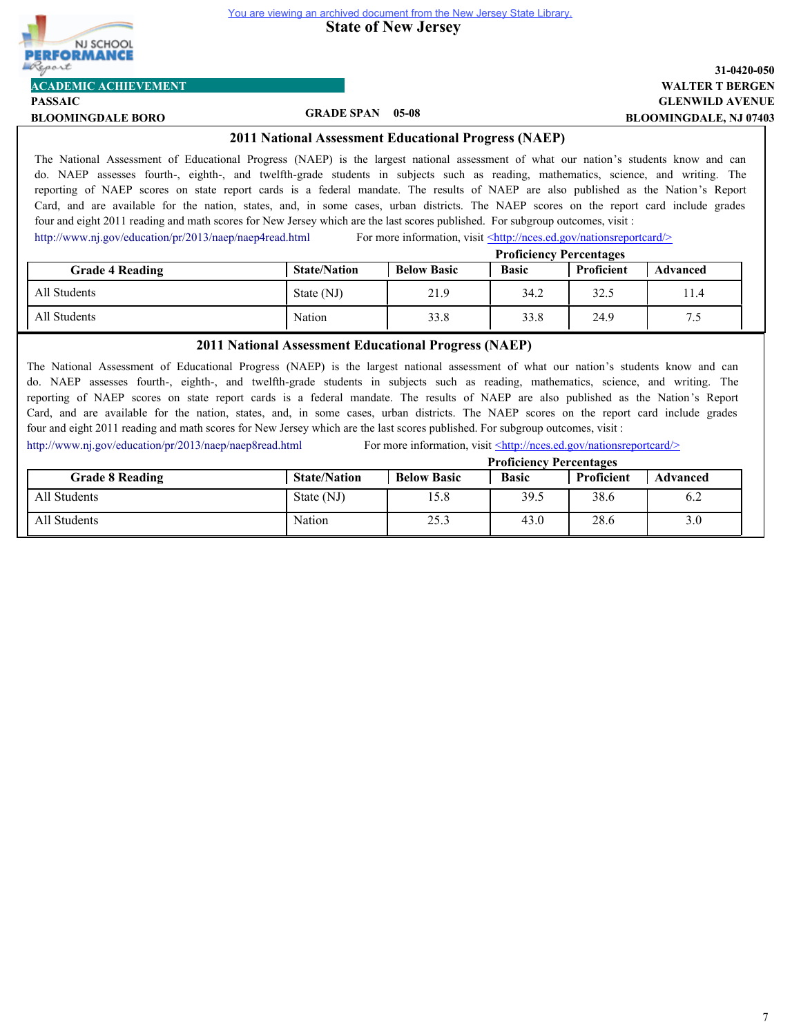You are viewing an archived document from the New Jersey State Library.

State of New Jersey

31-0420-050

**ACADEMIC ACHIEVEMENT**

PASSAIC — WALTER T BERGEN

BLOOMINGDALE BORO — GRADE SPAN 05-08 — GLENWILD AVENUE, BLOOMINGDALE, NJ 07403

## 2011 National Assessment Educational Progress (NAEP)

The National Assessment of Educational Progress (NAEP) is the largest national assessment of what our nation's students know and can do. NAEP assesses fourth-, eighth-, and twelfth-grade students in subjects such as reading, mathematics, science, and writing. The reporting of NAEP scores on state report cards is a federal mandate. The results of NAEP are also published as the Nation's Report Card, and are available for the nation, states, and, in some cases, urban districts. The NAEP scores on the report card include grades four and eight 2011 reading and math scores for New Jersey which are the last scores published. For subgroup outcomes, visit :

http://www.nj.gov/education/pr/2013/naep/naep4read.html For more information, visit <http://nces.ed.gov/nationsreportcard/>

| Grade 4 Reading | State/Nation | Proficiency Percentages | | | |
|---|---|---|---|---|---|
| | | Below Basic | Basic | Proficient | Advanced |
| All Students | State (NJ) | 21.9 | 34.2 | 32.5 | 11.4 |
| All Students | Nation | 33.8 | 33.8 | 24.9 | 7.5 |

## 2011 National Assessment Educational Progress (NAEP)

The National Assessment of Educational Progress (NAEP) is the largest national assessment of what our nation's students know and can do. NAEP assesses fourth-, eighth-, and twelfth-grade students in subjects such as reading, mathematics, science, and writing. The reporting of NAEP scores on state report cards is a federal mandate. The results of NAEP are also published as the Nation's Report Card, and are available for the nation, states, and, in some cases, urban districts. The NAEP scores on the report card include grades four and eight 2011 reading and math scores for New Jersey which are the last scores published. For subgroup outcomes, visit :

http://www.nj.gov/education/pr/2013/naep/naep8read.html For more information, visit <http://nces.ed.gov/nationsreportcard/>

| Grade 8 Reading | State/Nation | Proficiency Percentages | | | |
|---|---|---|---|---|---|
| | | Below Basic | Basic | Proficient | Advanced |
| All Students | State (NJ) | 15.8 | 39.5 | 38.6 | 6.2 |
| All Students | Nation | 25.3 | 43.0 | 28.6 | 3.0 |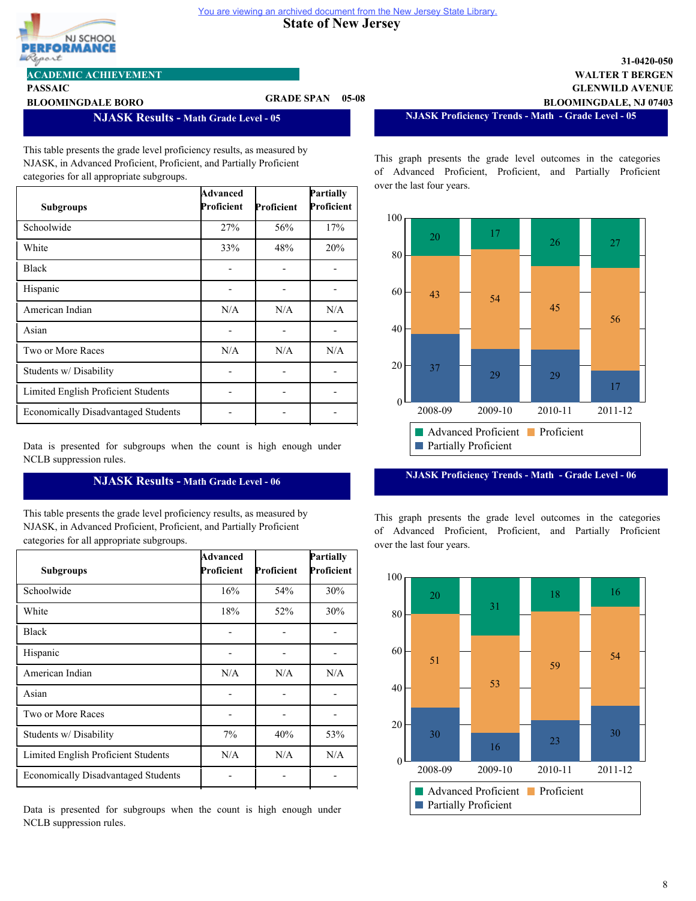You are viewing an archived document from the New Jersey State Library.

# State of New Jersey

NJ SCHOOL PERFORMANCE Report

**ACADEMIC ACHIEVEMENT**

**PASSAIC**

**BLOOMINGDALE BORO**

**GRADE SPAN 05-08**

**31-0420-050**
**WALTER T BERGEN**
**GLENWILD AVENUE**
**BLOOMINGDALE, NJ 07403**

## NJASK Results - Math Grade Level - 05

This table presents the grade level proficiency results, as measured by NJASK, in Advanced Proficient, Proficient, and Partially Proficient categories for all appropriate subgroups.

| Subgroups | Advanced Proficient | Proficient | Partially Proficient |
|---|---|---|---|
| Schoolwide | 27% | 56% | 17% |
| White | 33% | 48% | 20% |
| Black | - | - | - |
| Hispanic | - | - | - |
| American Indian | N/A | N/A | N/A |
| Asian | - | - | - |
| Two or More Races | N/A | N/A | N/A |
| Students w/ Disability | - | - | - |
| Limited English Proficient Students | - | - | - |
| Economically Disadvantaged Students | - | - | - |

Data is presented for subgroups when the count is high enough under NCLB suppression rules.

## NJASK Proficiency Trends - Math - Grade Level - 05

This graph presents the grade level outcomes in the categories of Advanced Proficient, Proficient, and Partially Proficient over the last four years.

| | 2008-09 | 2009-10 | 2010-11 | 2011-12 |
|---|---|---|---|---|
| Advanced Proficient | 20 | 17 | 26 | 27 |
| Proficient | 43 | 54 | 45 | 56 |
| Partially Proficient | 37 | 29 | 29 | 17 |

## NJASK Results - Math Grade Level - 06

This table presents the grade level proficiency results, as measured by NJASK, in Advanced Proficient, Proficient, and Partially Proficient categories for all appropriate subgroups.

| Subgroups | Advanced Proficient | Proficient | Partially Proficient |
|---|---|---|---|
| Schoolwide | 16% | 54% | 30% |
| White | 18% | 52% | 30% |
| Black | - | - | - |
| Hispanic | - | - | - |
| American Indian | N/A | N/A | N/A |
| Asian | - | - | - |
| Two or More Races | - | - | - |
| Students w/ Disability | 7% | 40% | 53% |
| Limited English Proficient Students | N/A | N/A | N/A |
| Economically Disadvantaged Students | - | - | - |

Data is presented for subgroups when the count is high enough under NCLB suppression rules.

## NJASK Proficiency Trends - Math - Grade Level - 06

This graph presents the grade level outcomes in the categories of Advanced Proficient, Proficient, and Partially Proficient over the last four years.

| | 2008-09 | 2009-10 | 2010-11 | 2011-12 |
|---|---|---|---|---|
| Advanced Proficient | 20 | 31 | 18 | 16 |
| Proficient | 51 | 53 | 59 | 54 |
| Partially Proficient | 30 | 16 | 23 | 30 |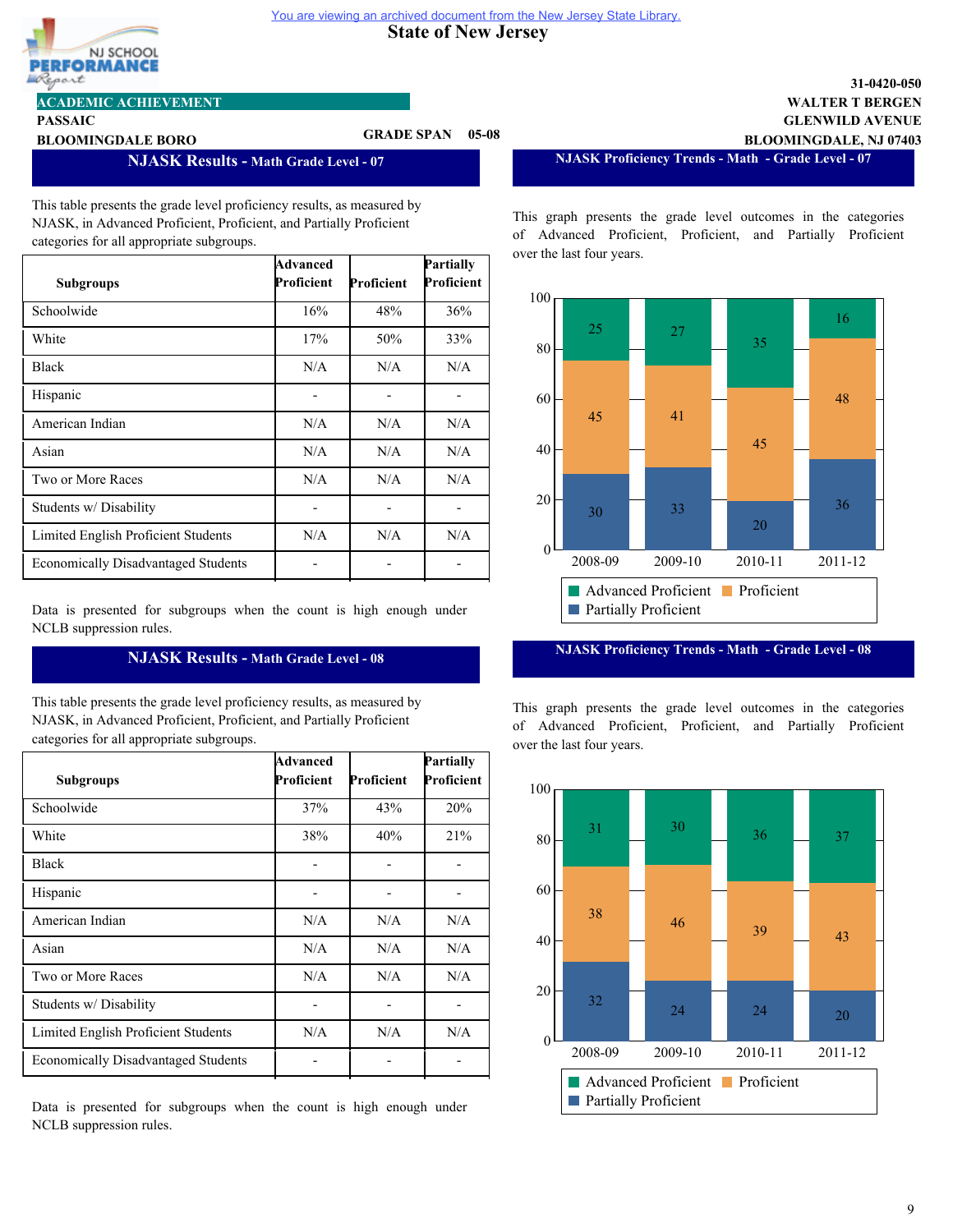You are viewing an archived document from the New Jersey State Library.

# State of New Jersey

NJ SCHOOL PERFORMANCE Report

**ACADEMIC ACHIEVEMENT**

**PASSAIC**
**BLOOMINGDALE BORO**

**GRADE SPAN 05-08**

**31-0420-050**
**WALTER T BERGEN**
**GLENWILD AVENUE**
**BLOOMINGDALE, NJ 07403**

## NJASK Results - Math Grade Level - 07

This table presents the grade level proficiency results, as measured by NJASK, in Advanced Proficient, Proficient, and Partially Proficient categories for all appropriate subgroups.

| Subgroups | Advanced Proficient | Proficient | Partially Proficient |
|---|---|---|---|
| Schoolwide | 16% | 48% | 36% |
| White | 17% | 50% | 33% |
| Black | N/A | N/A | N/A |
| Hispanic | - | - | - |
| American Indian | N/A | N/A | N/A |
| Asian | N/A | N/A | N/A |
| Two or More Races | N/A | N/A | N/A |
| Students w/ Disability | - | - | - |
| Limited English Proficient Students | N/A | N/A | N/A |
| Economically Disadvantaged Students | - | - | - |

Data is presented for subgroups when the count is high enough under NCLB suppression rules.

## NJASK Proficiency Trends - Math - Grade Level - 07

This graph presents the grade level outcomes in the categories of Advanced Proficient, Proficient, and Partially Proficient over the last four years.

| Year | Advanced Proficient | Proficient | Partially Proficient |
|---|---|---|---|
| 2008-09 | 25 | 45 | 30 |
| 2009-10 | 27 | 41 | 33 |
| 2010-11 | 35 | 45 | 20 |
| 2011-12 | 16 | 48 | 36 |

## NJASK Results - Math Grade Level - 08

This table presents the grade level proficiency results, as measured by NJASK, in Advanced Proficient, Proficient, and Partially Proficient categories for all appropriate subgroups.

| Subgroups | Advanced Proficient | Proficient | Partially Proficient |
|---|---|---|---|
| Schoolwide | 37% | 43% | 20% |
| White | 38% | 40% | 21% |
| Black | - | - | - |
| Hispanic | - | - | - |
| American Indian | N/A | N/A | N/A |
| Asian | N/A | N/A | N/A |
| Two or More Races | N/A | N/A | N/A |
| Students w/ Disability | - | - | - |
| Limited English Proficient Students | N/A | N/A | N/A |
| Economically Disadvantaged Students | - | - | - |

Data is presented for subgroups when the count is high enough under NCLB suppression rules.

## NJASK Proficiency Trends - Math - Grade Level - 08

This graph presents the grade level outcomes in the categories of Advanced Proficient, Proficient, and Partially Proficient over the last four years.

| Year | Advanced Proficient | Proficient | Partially Proficient |
|---|---|---|---|
| 2008-09 | 31 | 38 | 32 |
| 2009-10 | 30 | 46 | 24 |
| 2010-11 | 36 | 39 | 24 |
| 2011-12 | 37 | 43 | 20 |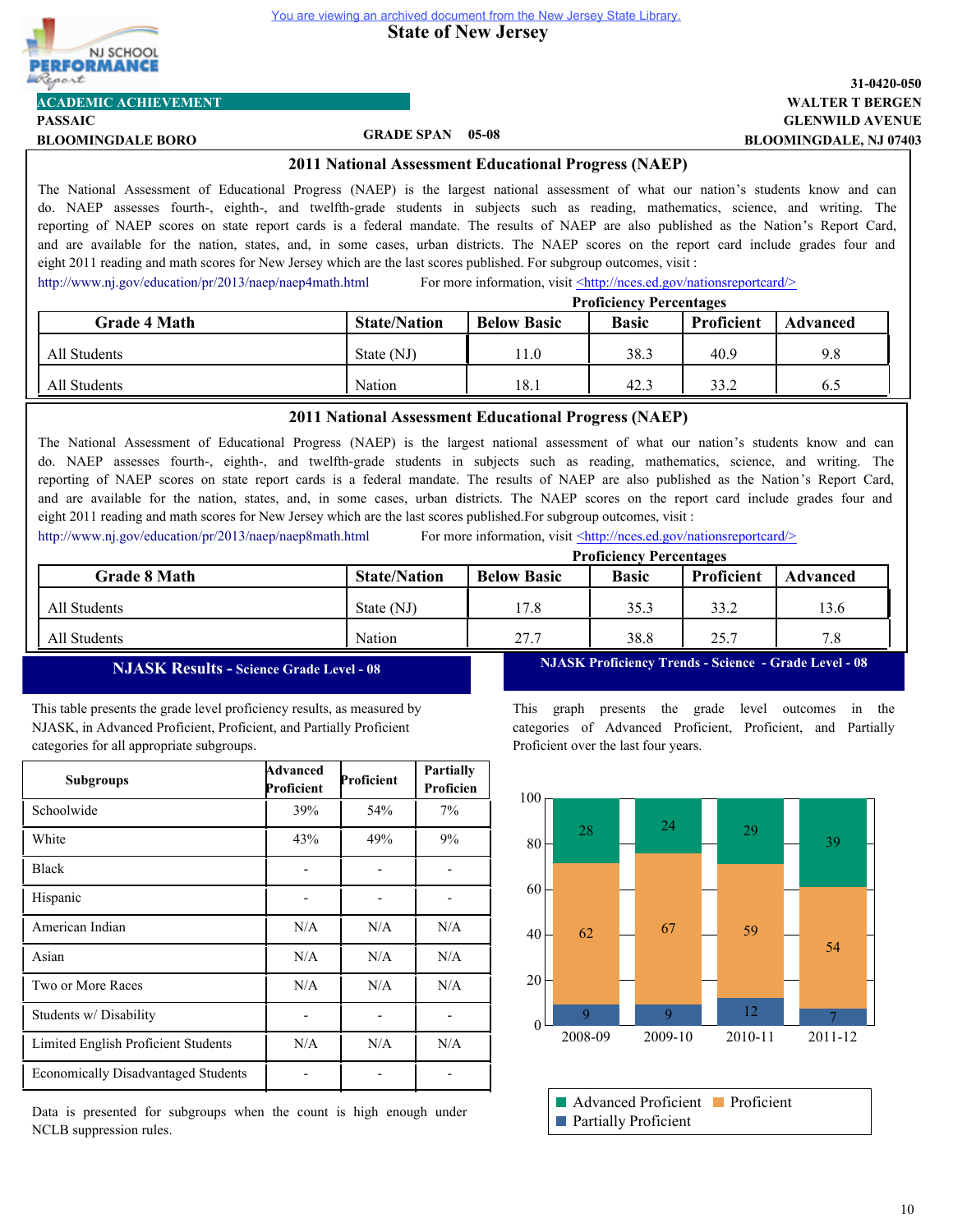You are viewing an archived document from the New Jersey State Library.

**State of New Jersey**

NJ SCHOOL PERFORMANCE Report

**ACADEMIC ACHIEVEMENT**

**PASSAIC**
**BLOOMINGDALE BORO**

**GRADE SPAN 05-08**

**31-0420-050**
**WALTER T BERGEN**
**GLENWILD AVENUE**
**BLOOMINGDALE, NJ 07403**

## 2011 National Assessment Educational Progress (NAEP)

The National Assessment of Educational Progress (NAEP) is the largest national assessment of what our nation's students know and can do. NAEP assesses fourth-, eighth-, and twelfth-grade students in subjects such as reading, mathematics, science, and writing. The reporting of NAEP scores on state report cards is a federal mandate. The results of NAEP are also published as the Nation's Report Card, and are available for the nation, states, and, in some cases, urban districts. The NAEP scores on the report card include grades four and eight 2011 reading and math scores for New Jersey which are the last scores published. For subgroup outcomes, visit :
http://www.nj.gov/education/pr/2013/naep/naep4math.html For more information, visit <http://nces.ed.gov/nationsreportcard/>

| Grade 4 Math | State/Nation | Proficiency Percentages | | | |
|---|---|---|---|---|---|
| | | Below Basic | Basic | Proficient | Advanced |
| All Students | State (NJ) | 11.0 | 38.3 | 40.9 | 9.8 |
| All Students | Nation | 18.1 | 42.3 | 33.2 | 6.5 |

## 2011 National Assessment Educational Progress (NAEP)

The National Assessment of Educational Progress (NAEP) is the largest national assessment of what our nation's students know and can do. NAEP assesses fourth-, eighth-, and twelfth-grade students in subjects such as reading, mathematics, science, and writing. The reporting of NAEP scores on state report cards is a federal mandate. The results of NAEP are also published as the Nation's Report Card, and are available for the nation, states, and, in some cases, urban districts. The NAEP scores on the report card include grades four and eight 2011 reading and math scores for New Jersey which are the last scores published.For subgroup outcomes, visit :
http://www.nj.gov/education/pr/2013/naep/naep8math.html For more information, visit <http://nces.ed.gov/nationsreportcard/>

| Grade 8 Math | State/Nation | Proficiency Percentages | | | |
|---|---|---|---|---|---|
| | | Below Basic | Basic | Proficient | Advanced |
| All Students | State (NJ) | 17.8 | 35.3 | 33.2 | 13.6 |
| All Students | Nation | 27.7 | 38.8 | 25.7 | 7.8 |

## NJASK Results - Science Grade Level - 08

This table presents the grade level proficiency results, as measured by NJASK, in Advanced Proficient, Proficient, and Partially Proficient categories for all appropriate subgroups.

| Subgroups | Advanced Proficient | Proficient | Partially Proficien |
|---|---|---|---|
| Schoolwide | 39% | 54% | 7% |
| White | 43% | 49% | 9% |
| Black | - | - | - |
| Hispanic | - | - | - |
| American Indian | N/A | N/A | N/A |
| Asian | N/A | N/A | N/A |
| Two or More Races | N/A | N/A | N/A |
| Students w/ Disability | - | - | - |
| Limited English Proficient Students | N/A | N/A | N/A |
| Economically Disadvantaged Students | - | - | - |

Data is presented for subgroups when the count is high enough under NCLB suppression rules.

## NJASK Proficiency Trends - Science - Grade Level - 08

This graph presents the grade level outcomes in the categories of Advanced Proficient, Proficient, and Partially Proficient over the last four years.

| Year | Advanced Proficient | Proficient | Partially Proficient |
|---|---|---|---|
| 2008-09 | 28 | 62 | 9 |
| 2009-10 | 24 | 67 | 9 |
| 2010-11 | 29 | 59 | 12 |
| 2011-12 | 39 | 54 | 7 |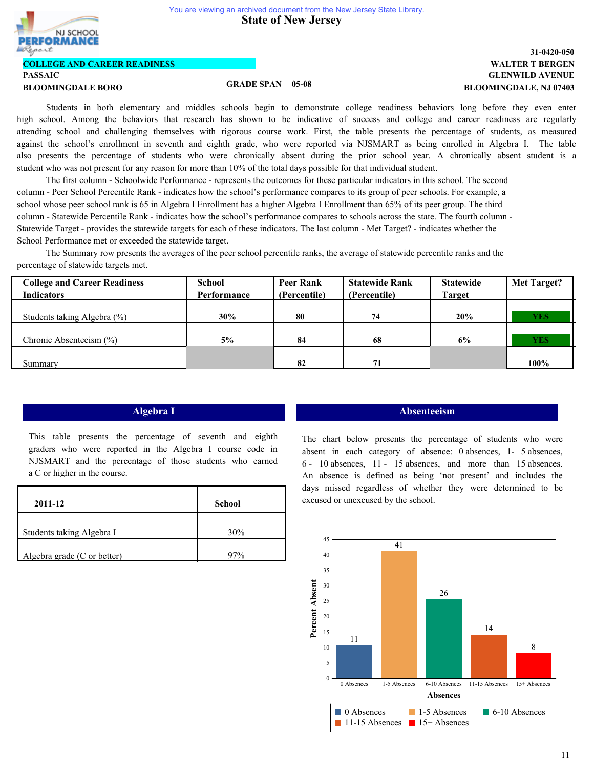You are viewing an archived document from the New Jersey State Library.

# State of New Jersey

NJ SCHOOL PERFORMANCE Report

31-0420-050

**COLLEGE AND CAREER READINESS**

**PASSAIC** — **WALTER T BERGEN**

**GLENWILD AVENUE**

**BLOOMINGDALE BORO** — **GRADE SPAN 05-08** — **BLOOMINGDALE, NJ 07403**

Students in both elementary and middles schools begin to demonstrate college readiness behaviors long before they even enter high school. Among the behaviors that research has shown to be indicative of success and college and career readiness are regularly attending school and challenging themselves with rigorous course work. First, the table presents the percentage of students, as measured against the school's enrollment in seventh and eighth grade, who were reported via NJSMART as being enrolled in Algebra I. The table also presents the percentage of students who were chronically absent during the prior school year. A chronically absent student is a student who was not present for any reason for more than 10% of the total days possible for that individual student.

The first column - Schoolwide Performance - represents the outcomes for these particular indicators in this school. The second column - Peer School Percentile Rank - indicates how the school's performance compares to its group of peer schools. For example, a school whose peer school rank is 65 in Algebra I Enrollment has a higher Algebra I Enrollment than 65% of its peer group. The third column - Statewide Percentile Rank - indicates how the school's performance compares to schools across the state. The fourth column - Statewide Target - provides the statewide targets for each of these indicators. The last column - Met Target? - indicates whether the School Performance met or exceeded the statewide target.

The Summary row presents the averages of the peer school percentile ranks, the average of statewide percentile ranks and the percentage of statewide targets met.

| College and Career Readiness Indicators | School Performance | Peer Rank (Percentile) | Statewide Rank (Percentile) | Statewide Target | Met Target? |
|---|---|---|---|---|---|
| Students taking Algebra (%) | 30% | 80 | 74 | 20% | YES |
| Chronic Absenteeism (%) | 5% | 84 | 68 | 6% | YES |
| Summary | | 82 | 71 | | 100% |

## Algebra I

This table presents the percentage of seventh and eighth graders who were reported in the Algebra I course code in NJSMART and the percentage of those students who earned a C or higher in the course.

| 2011-12 | School |
|---|---|
| Students taking Algebra I | 30% |
| Algebra grade (C or better) | 97% |

## Absenteeism

The chart below presents the percentage of students who were absent in each category of absence: 0 absences, 1- 5 absences, 6 - 10 absences, 11 - 15 absences, and more than 15 absences. An absence is defined as being 'not present' and includes the days missed regardless of whether they were determined to be excused or unexcused by the school.

| Absences | Percent Absent |
|---|---|
| 0 Absences | 11 |
| 1-5 Absences | 41 |
| 6-10 Absences | 26 |
| 11-15 Absences | 14 |
| 15+ Absences | 8 |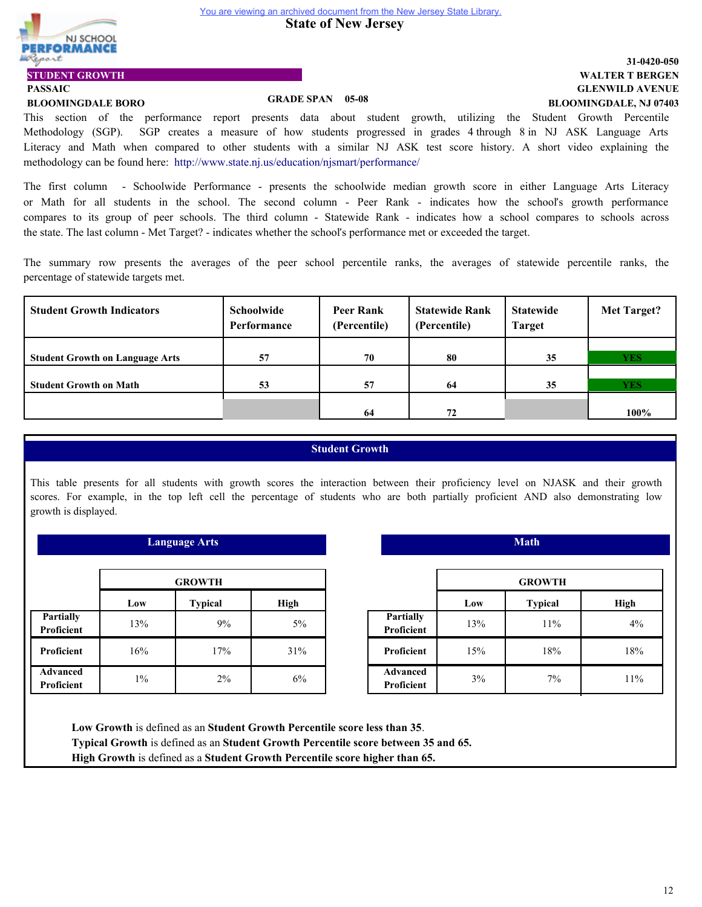You are viewing an archived document from the New Jersey State Library.

# State of New Jersey

**STUDENT GROWTH**

**PASSAIC**

**BLOOMINGDALE BORO**

**GRADE SPAN 05-08**

**31-0420-050**
**WALTER T BERGEN**
**GLENWILD AVENUE**
**BLOOMINGDALE, NJ 07403**

This section of the performance report presents data about student growth, utilizing the Student Growth Percentile Methodology (SGP). SGP creates a measure of how students progressed in grades 4 through 8 in NJ ASK Language Arts Literacy and Math when compared to other students with a similar NJ ASK test score history. A short video explaining the methodology can be found here: http://www.state.nj.us/education/njsmart/performance/

The first column - Schoolwide Performance - presents the schoolwide median growth score in either Language Arts Literacy or Math for all students in the school. The second column - Peer Rank - indicates how the school's growth performance compares to its group of peer schools. The third column - Statewide Rank - indicates how a school compares to schools across the state. The last column - Met Target? - indicates whether the school's performance met or exceeded the target.

The summary row presents the averages of the peer school percentile ranks, the averages of statewide percentile ranks, the percentage of statewide targets met.

| Student Growth Indicators | Schoolwide Performance | Peer Rank (Percentile) | Statewide Rank (Percentile) | Statewide Target | Met Target? |
|---|---|---|---|---|---|
| **Student Growth on Language Arts** | 57 | 70 | 80 | 35 | YES |
| **Student Growth on Math** | 53 | 57 | 64 | 35 | YES |
| | | 64 | 72 | | 100% |

## Student Growth

This table presents for all students with growth scores the interaction between their proficiency level on NJASK and their growth scores. For example, in the top left cell the percentage of students who are both partially proficient AND also demonstrating low growth is displayed.

### Language Arts

| | GROWTH | | |
|---|---|---|---|
| | Low | Typical | High |
| **Partially Proficient** | 13% | 9% | 5% |
| **Proficient** | 16% | 17% | 31% |
| **Advanced Proficient** | 1% | 2% | 6% |

### Math

| | GROWTH | | |
|---|---|---|---|
| | Low | Typical | High |
| **Partially Proficient** | 13% | 11% | 4% |
| **Proficient** | 15% | 18% | 18% |
| **Advanced Proficient** | 3% | 7% | 11% |

**Low Growth** is defined as an **Student Growth Percentile score less than 35**.
**Typical Growth** is defined as an **Student Growth Percentile score between 35 and 65.**
**High Growth** is defined as a **Student Growth Percentile score higher than 65.**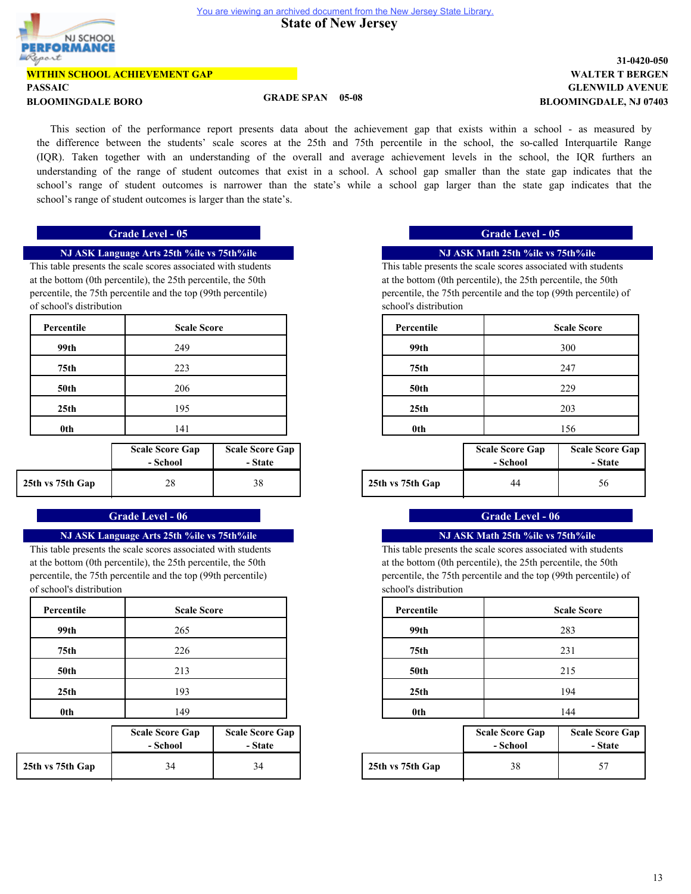You are viewing an archived document from the New Jersey State Library.

# State of New Jersey

**WITHIN SCHOOL ACHIEVEMENT GAP**

**PASSAIC**
**BLOOMINGDALE BORO**

**GRADE SPAN 05-08**

**31-0420-050**
**WALTER T BERGEN**
**GLENWILD AVENUE**
**BLOOMINGDALE, NJ 07403**

This section of the performance report presents data about the achievement gap that exists within a school - as measured by the difference between the students' scale scores at the 25th and 75th percentile in the school, the so-called Interquartile Range (IQR). Taken together with an understanding of the overall and average achievement levels in the school, the IQR furthers an understanding of the range of student outcomes that exist in a school. A school gap smaller than the state gap indicates that the school's range of student outcomes is narrower than the state's while a school gap larger than the state gap indicates that the school's range of student outcomes is larger than the state's.

## Grade Level - 05

### NJ ASK Language Arts 25th %ile vs 75th%ile

This table presents the scale scores associated with students at the bottom (0th percentile), the 25th percentile, the 50th percentile, the 75th percentile and the top (99th percentile) of school's distribution

| Percentile | Scale Score |
|---|---|
| 99th | 249 |
| 75th | 223 |
| 50th | 206 |
| 25th | 195 |
| 0th | 141 |

| | Scale Score Gap - School | Scale Score Gap - State |
|---|---|---|
| 25th vs 75th Gap | 28 | 38 |

### NJ ASK Math 25th %ile vs 75th%ile

This table presents the scale scores associated with students at the bottom (0th percentile), the 25th percentile, the 50th percentile, the 75th percentile and the top (99th percentile) of school's distribution

| Percentile | Scale Score |
|---|---|
| 99th | 300 |
| 75th | 247 |
| 50th | 229 |
| 25th | 203 |
| 0th | 156 |

| | Scale Score Gap - School | Scale Score Gap - State |
|---|---|---|
| 25th vs 75th Gap | 44 | 56 |

## Grade Level - 06

### NJ ASK Language Arts 25th %ile vs 75th%ile

This table presents the scale scores associated with students at the bottom (0th percentile), the 25th percentile, the 50th percentile, the 75th percentile and the top (99th percentile) of school's distribution

| Percentile | Scale Score |
|---|---|
| 99th | 265 |
| 75th | 226 |
| 50th | 213 |
| 25th | 193 |
| 0th | 149 |

| | Scale Score Gap - School | Scale Score Gap - State |
|---|---|---|
| 25th vs 75th Gap | 34 | 34 |

### NJ ASK Math 25th %ile vs 75th%ile

This table presents the scale scores associated with students at the bottom (0th percentile), the 25th percentile, the 50th percentile, the 75th percentile and the top (99th percentile) of school's distribution

| Percentile | Scale Score |
|---|---|
| 99th | 283 |
| 75th | 231 |
| 50th | 215 |
| 25th | 194 |
| 0th | 144 |

| | Scale Score Gap - School | Scale Score Gap - State |
|---|---|---|
| 25th vs 75th Gap | 38 | 57 |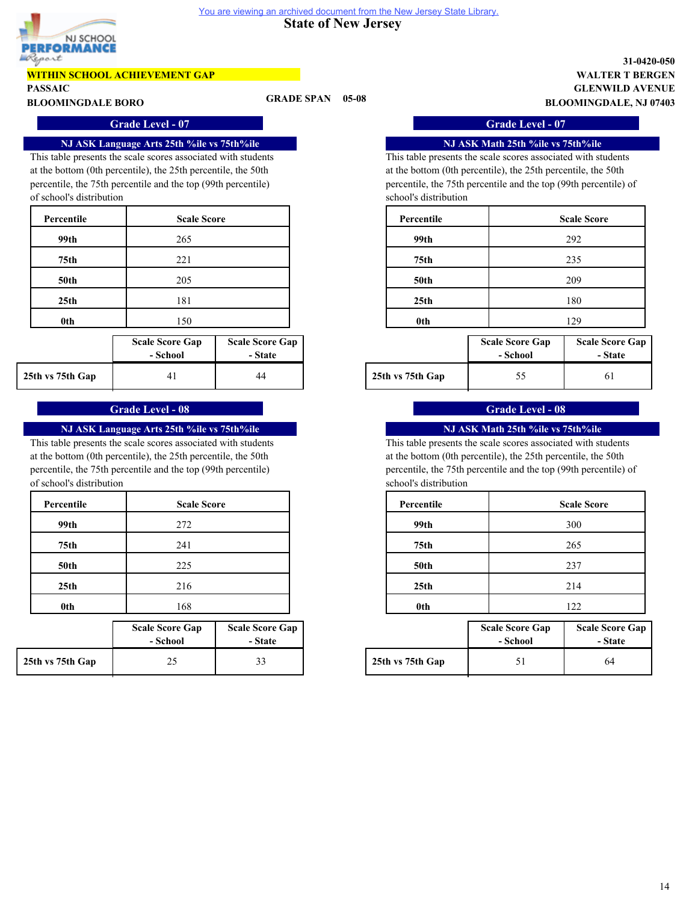You are viewing an archived document from the New Jersey State Library.

# State of New Jersey

**WITHIN SCHOOL ACHIEVEMENT GAP**

**PASSAIC**
**BLOOMINGDALE BORO**

**GRADE SPAN 05-08**

**31-0420-050**
**WALTER T BERGEN**
**GLENWILD AVENUE**
**BLOOMINGDALE, NJ 07403**

## Grade Level - 07

### NJ ASK Language Arts 25th %ile vs 75th%ile

This table presents the scale scores associated with students at the bottom (0th percentile), the 25th percentile, the 50th percentile, the 75th percentile and the top (99th percentile) of school's distribution

| Percentile | Scale Score |
|---|---|
| 99th | 265 |
| 75th | 221 |
| 50th | 205 |
| 25th | 181 |
| 0th | 150 |

| | Scale Score Gap - School | Scale Score Gap - State |
|---|---|---|
| 25th vs 75th Gap | 41 | 44 |

### NJ ASK Math 25th %ile vs 75th%ile

This table presents the scale scores associated with students at the bottom (0th percentile), the 25th percentile, the 50th percentile, the 75th percentile and the top (99th percentile) of school's distribution

| Percentile | Scale Score |
|---|---|
| 99th | 292 |
| 75th | 235 |
| 50th | 209 |
| 25th | 180 |
| 0th | 129 |

| | Scale Score Gap - School | Scale Score Gap - State |
|---|---|---|
| 25th vs 75th Gap | 55 | 61 |

## Grade Level - 08

### NJ ASK Language Arts 25th %ile vs 75th%ile

This table presents the scale scores associated with students at the bottom (0th percentile), the 25th percentile, the 50th percentile, the 75th percentile and the top (99th percentile) of school's distribution

| Percentile | Scale Score |
|---|---|
| 99th | 272 |
| 75th | 241 |
| 50th | 225 |
| 25th | 216 |
| 0th | 168 |

| | Scale Score Gap - School | Scale Score Gap - State |
|---|---|---|
| 25th vs 75th Gap | 25 | 33 |

### NJ ASK Math 25th %ile vs 75th%ile

This table presents the scale scores associated with students at the bottom (0th percentile), the 25th percentile, the 50th percentile, the 75th percentile and the top (99th percentile) of school's distribution

| Percentile | Scale Score |
|---|---|
| 99th | 300 |
| 75th | 265 |
| 50th | 237 |
| 25th | 214 |
| 0th | 122 |

| | Scale Score Gap - School | Scale Score Gap - State |
|---|---|---|
| 25th vs 75th Gap | 51 | 64 |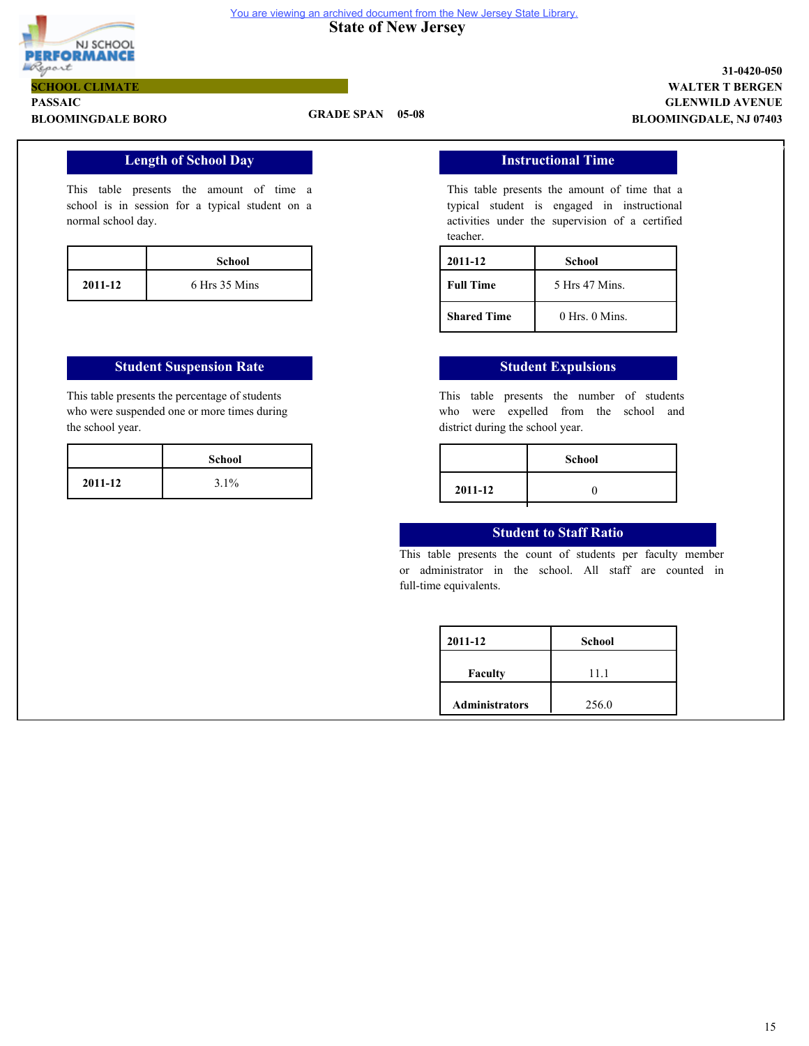You are viewing an archived document from the New Jersey State Library.

# State of New Jersey

**SCHOOL CLIMATE**

**PASSAIC**

**BLOOMINGDALE BORO**

**GRADE SPAN 05-08**

**31-0420-050**
**WALTER T BERGEN**
**GLENWILD AVENUE**
**BLOOMINGDALE, NJ 07403**

## Length of School Day

This table presents the amount of time a school is in session for a typical student on a normal school day.

| | School |
|---|---|
| **2011-12** | 6 Hrs 35 Mins |

## Instructional Time

This table presents the amount of time that a typical student is engaged in instructional activities under the supervision of a certified teacher.

| 2011-12 | School |
|---|---|
| **Full Time** | 5 Hrs 47 Mins. |
| **Shared Time** | 0 Hrs. 0 Mins. |

## Student Suspension Rate

This table presents the percentage of students who were suspended one or more times during the school year.

| | School |
|---|---|
| **2011-12** | 3.1% |

## Student Expulsions

This table presents the number of students who were expelled from the school and district during the school year.

| | School |
|---|---|
| **2011-12** | 0 |

## Student to Staff Ratio

This table presents the count of students per faculty member or administrator in the school. All staff are counted in full-time equivalents.

| 2011-12 | School |
|---|---|
| **Faculty** | 11.1 |
| **Administrators** | 256.0 |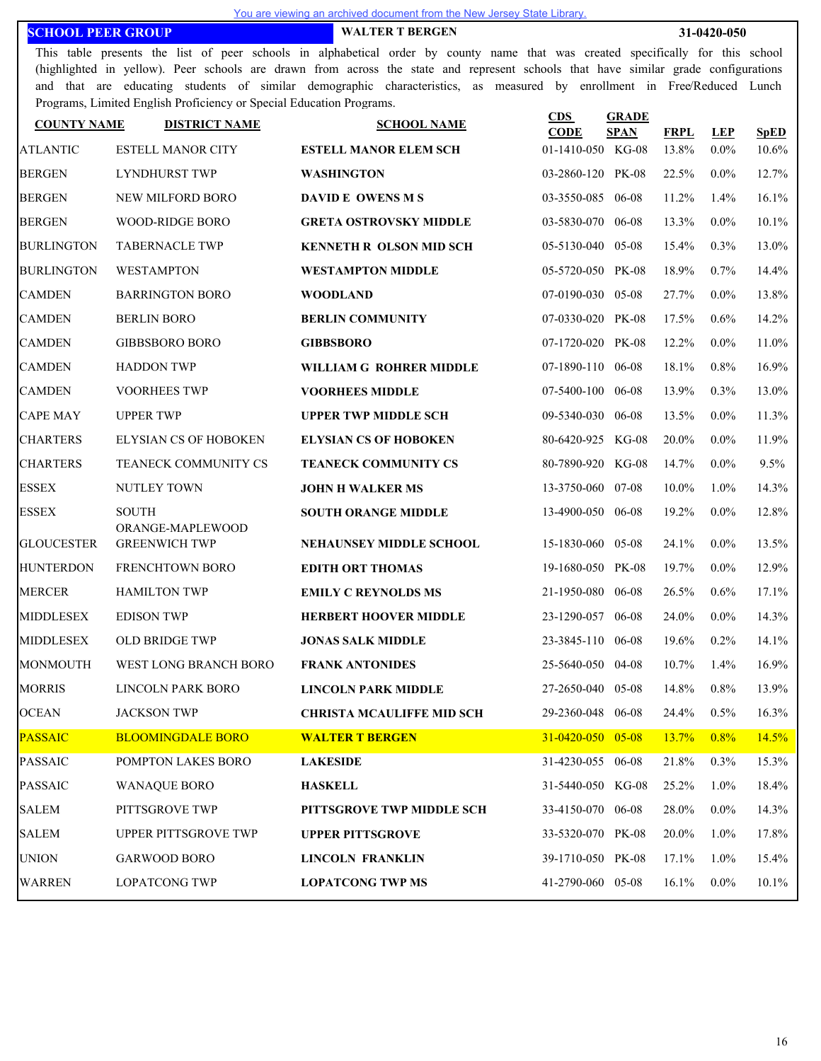You are viewing an archived document from the New Jersey State Library.

**SCHOOL PEER GROUP** | **WALTER T BERGEN** | **31-0420-050**

This table presents the list of peer schools in alphabetical order by county name that was created specifically for this school (highlighted in yellow). Peer schools are drawn from across the state and represent schools that have similar grade configurations and that are educating students of similar demographic characteristics, as measured by enrollment in Free/Reduced Lunch Programs, Limited English Proficiency or Special Education Programs.

| COUNTY NAME | DISTRICT NAME | SCHOOL NAME | CDS CODE | GRADE SPAN | FRPL | LEP | SpED |
|---|---|---|---|---|---|---|---|
| ATLANTIC | ESTELL MANOR CITY | **ESTELL MANOR ELEM SCH** | 01-1410-050 | KG-08 | 13.8% | 0.0% | 10.6% |
| BERGEN | LYNDHURST TWP | **WASHINGTON** | 03-2860-120 | PK-08 | 22.5% | 0.0% | 12.7% |
| BERGEN | NEW MILFORD BORO | **DAVID E OWENS M S** | 03-3550-085 | 06-08 | 11.2% | 1.4% | 16.1% |
| BERGEN | WOOD-RIDGE BORO | **GRETA OSTROVSKY MIDDLE** | 03-5830-070 | 06-08 | 13.3% | 0.0% | 10.1% |
| BURLINGTON | TABERNACLE TWP | **KENNETH R OLSON MID SCH** | 05-5130-040 | 05-08 | 15.4% | 0.3% | 13.0% |
| BURLINGTON | WESTAMPTON | **WESTAMPTON MIDDLE** | 05-5720-050 | PK-08 | 18.9% | 0.7% | 14.4% |
| CAMDEN | BARRINGTON BORO | **WOODLAND** | 07-0190-030 | 05-08 | 27.7% | 0.0% | 13.8% |
| CAMDEN | BERLIN BORO | **BERLIN COMMUNITY** | 07-0330-020 | PK-08 | 17.5% | 0.6% | 14.2% |
| CAMDEN | GIBBSBORO BORO | **GIBBSBORO** | 07-1720-020 | PK-08 | 12.2% | 0.0% | 11.0% |
| CAMDEN | HADDON TWP | **WILLIAM G ROHRER MIDDLE** | 07-1890-110 | 06-08 | 18.1% | 0.8% | 16.9% |
| CAMDEN | VOORHEES TWP | **VOORHEES MIDDLE** | 07-5400-100 | 06-08 | 13.9% | 0.3% | 13.0% |
| CAPE MAY | UPPER TWP | **UPPER TWP MIDDLE SCH** | 09-5340-030 | 06-08 | 13.5% | 0.0% | 11.3% |
| CHARTERS | ELYSIAN CS OF HOBOKEN | **ELYSIAN CS OF HOBOKEN** | 80-6420-925 | KG-08 | 20.0% | 0.0% | 11.9% |
| CHARTERS | TEANECK COMMUNITY CS | **TEANECK COMMUNITY CS** | 80-7890-920 | KG-08 | 14.7% | 0.0% | 9.5% |
| ESSEX | NUTLEY TOWN | **JOHN H WALKER MS** | 13-3750-060 | 07-08 | 10.0% | 1.0% | 14.3% |
| ESSEX | SOUTH ORANGE-MAPLEWOOD | **SOUTH ORANGE MIDDLE** | 13-4900-050 | 06-08 | 19.2% | 0.0% | 12.8% |
| GLOUCESTER | GREENWICH TWP | **NEHAUNSEY MIDDLE SCHOOL** | 15-1830-060 | 05-08 | 24.1% | 0.0% | 13.5% |
| HUNTERDON | FRENCHTOWN BORO | **EDITH ORT THOMAS** | 19-1680-050 | PK-08 | 19.7% | 0.0% | 12.9% |
| MERCER | HAMILTON TWP | **EMILY C REYNOLDS MS** | 21-1950-080 | 06-08 | 26.5% | 0.6% | 17.1% |
| MIDDLESEX | EDISON TWP | **HERBERT HOOVER MIDDLE** | 23-1290-057 | 06-08 | 24.0% | 0.0% | 14.3% |
| MIDDLESEX | OLD BRIDGE TWP | **JONAS SALK MIDDLE** | 23-3845-110 | 06-08 | 19.6% | 0.2% | 14.1% |
| MONMOUTH | WEST LONG BRANCH BORO | **FRANK ANTONIDES** | 25-5640-050 | 04-08 | 10.7% | 1.4% | 16.9% |
| MORRIS | LINCOLN PARK BORO | **LINCOLN PARK MIDDLE** | 27-2650-040 | 05-08 | 14.8% | 0.8% | 13.9% |
| OCEAN | JACKSON TWP | **CHRISTA MCAULIFFE MID SCH** | 29-2360-048 | 06-08 | 24.4% | 0.5% | 16.3% |
| PASSAIC | BLOOMINGDALE BORO | **WALTER T BERGEN** | 31-0420-050 | 05-08 | 13.7% | 0.8% | 14.5% |
| PASSAIC | POMPTON LAKES BORO | **LAKESIDE** | 31-4230-055 | 06-08 | 21.8% | 0.3% | 15.3% |
| PASSAIC | WANAQUE BORO | **HASKELL** | 31-5440-050 | KG-08 | 25.2% | 1.0% | 18.4% |
| SALEM | PITTSGROVE TWP | **PITTSGROVE TWP MIDDLE SCH** | 33-4150-070 | 06-08 | 28.0% | 0.0% | 14.3% |
| SALEM | UPPER PITTSGROVE TWP | **UPPER PITTSGROVE** | 33-5320-070 | PK-08 | 20.0% | 1.0% | 17.8% |
| UNION | GARWOOD BORO | **LINCOLN FRANKLIN** | 39-1710-050 | PK-08 | 17.1% | 1.0% | 15.4% |
| WARREN | LOPATCONG TWP | **LOPATCONG TWP MS** | 41-2790-060 | 05-08 | 16.1% | 0.0% | 10.1% |